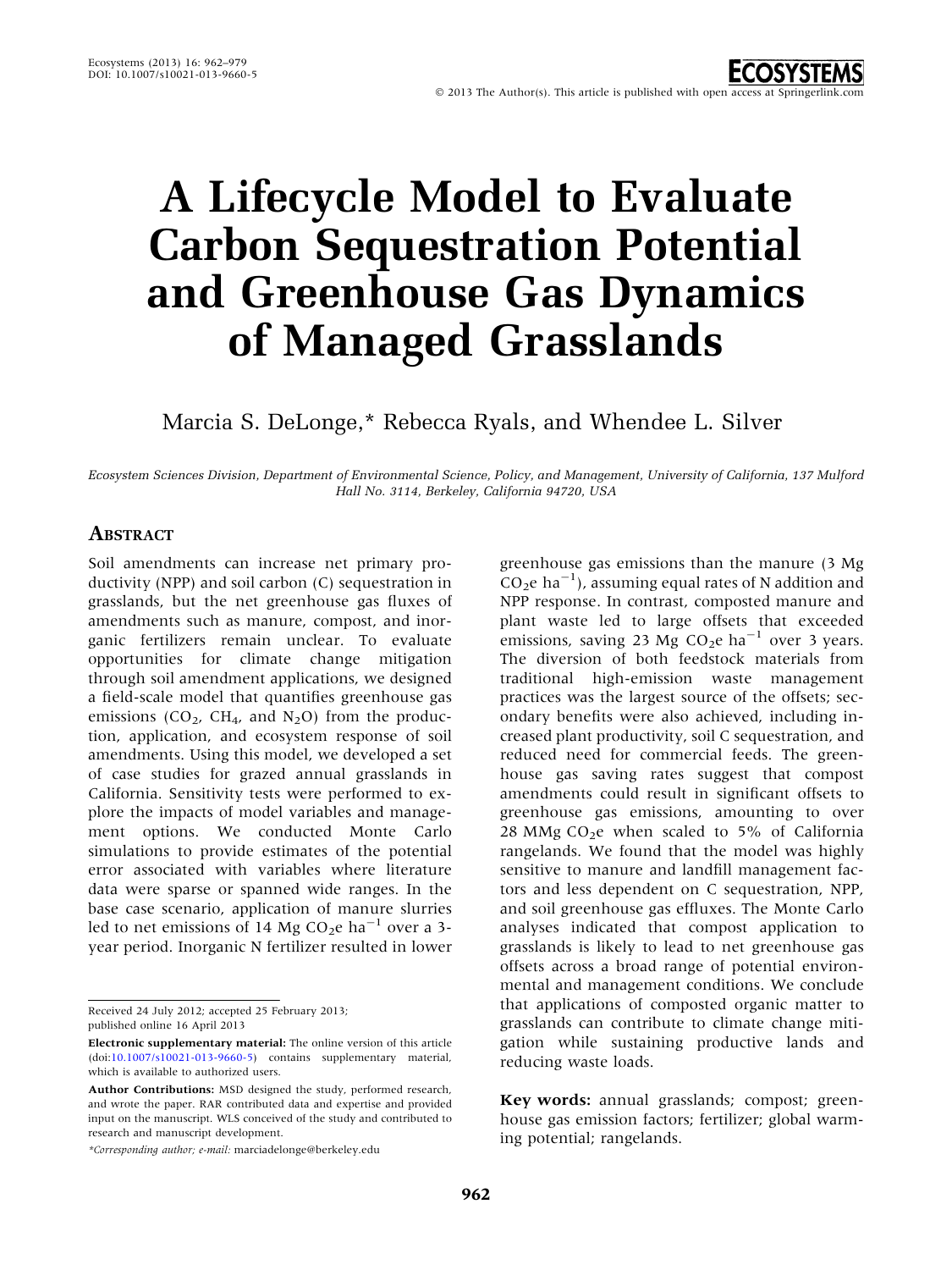# A Lifecycle Model to Evaluate Carbon Sequestration Potential and Greenhouse Gas Dynamics of Managed Grasslands

Marcia S. DeLonge,* Rebecca Ryals, and Whendee L. Silver

*Ecosystem Sciences Division, Department of Environmental Science, Policy, and Management, University of California, 137 Mulford Hall No. 3114, Berkeley, California 94720, USA*

## Abstract

Soil amendments can increase net primary productivity (NPP) and soil carbon (C) sequestration in grasslands, but the net greenhouse gas fluxes of amendments such as manure, compost, and inorganic fertilizers remain unclear. To evaluate opportunities for climate change mitigation through soil amendment applications, we designed a field-scale model that quantifies greenhouse gas emissions ($CO_2$, $CH_4$, and $N_2O$) from the production, application, and ecosystem response of soil amendments. Using this model, we developed a set of case studies for grazed annual grasslands in California. Sensitivity tests were performed to explore the impacts of model variables and management options. We conducted Monte Carlo simulations to provide estimates of the potential error associated with variables where literature data were sparse or spanned wide ranges. In the base case scenario, application of manure slurries led to net emissions of 14 Mg $CO_2$e $ha^{-1}$ over a 3-year period. Inorganic N fertilizer resulted in lower greenhouse gas emissions than the manure (3 Mg $CO_2$e $ha^{-1}$), assuming equal rates of N addition and NPP response. In contrast, composted manure and plant waste led to large offsets that exceeded emissions, saving 23 Mg $CO_2$e $ha^{-1}$ over 3 years. The diversion of both feedstock materials from traditional high-emission waste management practices was the largest source of the offsets; secondary benefits were also achieved, including increased plant productivity, soil C sequestration, and reduced need for commercial feeds. The greenhouse gas saving rates suggest that compost amendments could result in significant offsets to greenhouse gas emissions, amounting to over 28 MMg $CO_2$e when scaled to 5% of California rangelands. We found that the model was highly sensitive to manure and landfill management factors and less dependent on C sequestration, NPP, and soil greenhouse gas effluxes. The Monte Carlo analyses indicated that compost application to grasslands is likely to lead to net greenhouse gas offsets across a broad range of potential environmental and management conditions. We conclude that applications of composted organic matter to grasslands can contribute to climate change mitigation while sustaining productive lands and reducing waste loads.

**Key words:** annual grasslands; compost; greenhouse gas emission factors; fertilizer; global warming potential; rangelands.

---

Received 24 July 2012; accepted 25 February 2013;
published online 16 April 2013

**Electronic supplementary material:** The online version of this article (doi:10.1007/s10021-013-9660-5) contains supplementary material, which is available to authorized users.

**Author Contributions:** MSD designed the study, performed research, and wrote the paper. RAR contributed data and expertise and provided input on the manuscript. WLS conceived of the study and contributed to research and manuscript development.

*Corresponding author; e-mail: marciadelonge@berkeley.edu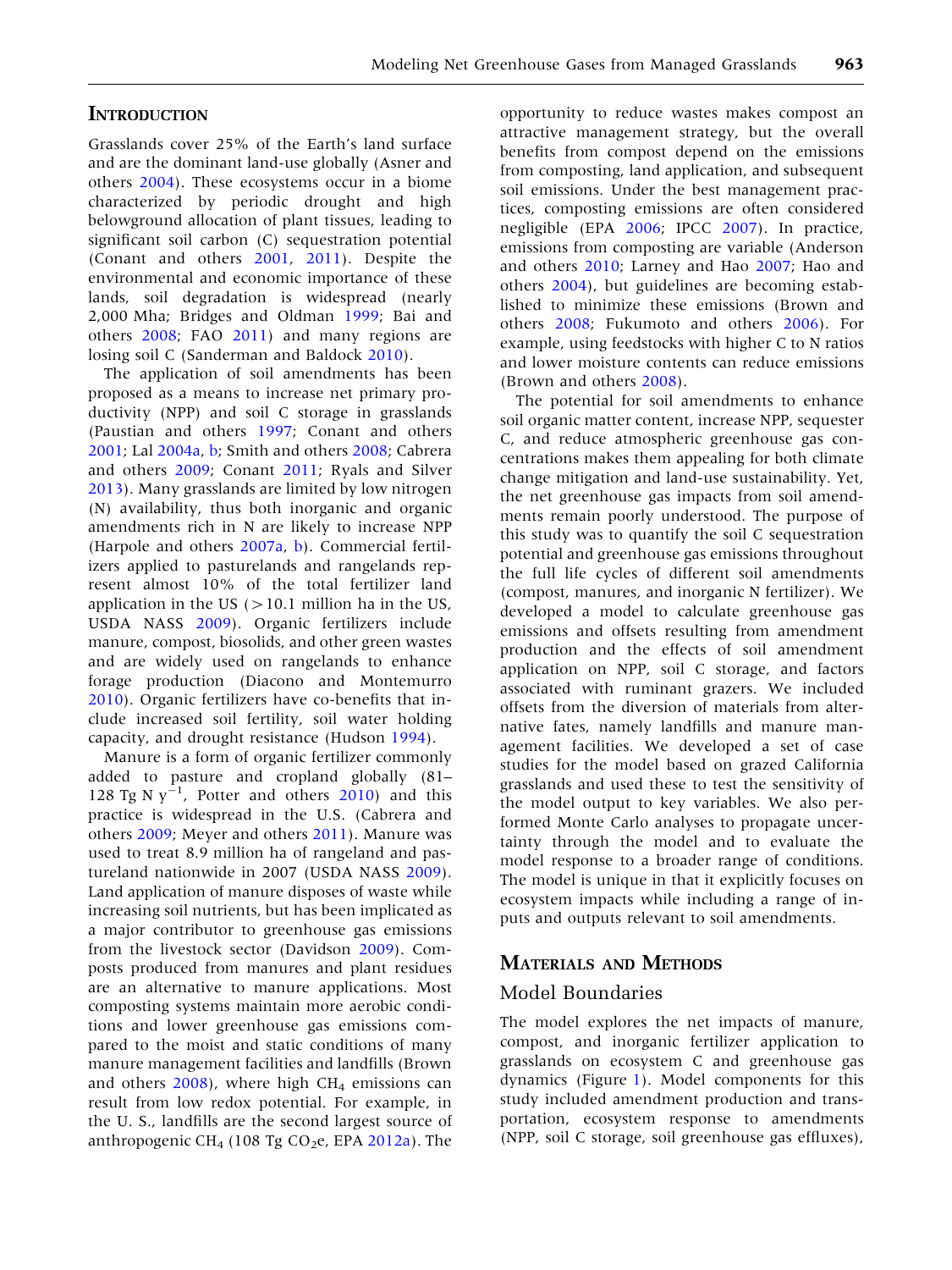## Introduction

Grasslands cover 25% of the Earth's land surface and are the dominant land-use globally (Asner and others 2004). These ecosystems occur in a biome characterized by periodic drought and high belowground allocation of plant tissues, leading to significant soil carbon (C) sequestration potential (Conant and others 2001, 2011). Despite the environmental and economic importance of these lands, soil degradation is widespread (nearly 2,000 Mha; Bridges and Oldman 1999; Bai and others 2008; FAO 2011) and many regions are losing soil C (Sanderman and Baldock 2010).

The application of soil amendments has been proposed as a means to increase net primary productivity (NPP) and soil C storage in grasslands (Paustian and others 1997; Conant and others 2001; Lal 2004a, b; Smith and others 2008; Cabrera and others 2009; Conant 2011; Ryals and Silver 2013). Many grasslands are limited by low nitrogen (N) availability, thus both inorganic and organic amendments rich in N are likely to increase NPP (Harpole and others 2007a, b). Commercial fertilizers applied to pasturelands and rangelands represent almost 10% of the total fertilizer land application in the US (>10.1 million ha in the US, USDA NASS 2009). Organic fertilizers include manure, compost, biosolids, and other green wastes and are widely used on rangelands to enhance forage production (Diacono and Montemurro 2010). Organic fertilizers have co-benefits that include increased soil fertility, soil water holding capacity, and drought resistance (Hudson 1994).

Manure is a form of organic fertilizer commonly added to pasture and cropland globally (81–128 Tg N $y^{-1}$, Potter and others 2010) and this practice is widespread in the U.S. (Cabrera and others 2009; Meyer and others 2011). Manure was used to treat 8.9 million ha of rangeland and pastureland nationwide in 2007 (USDA NASS 2009). Land application of manure disposes of waste while increasing soil nutrients, but has been implicated as a major contributor to greenhouse gas emissions from the livestock sector (Davidson 2009). Composts produced from manures and plant residues are an alternative to manure applications. Most composting systems maintain more aerobic conditions and lower greenhouse gas emissions compared to the moist and static conditions of many manure management facilities and landfills (Brown and others 2008), where high $CH_4$ emissions can result from low redox potential. For example, in the U. S., landfills are the second largest source of anthropogenic $CH_4$ (108 Tg $CO_2$e, EPA 2012a). The opportunity to reduce wastes makes compost an attractive management strategy, but the overall benefits from compost depend on the emissions from composting, land application, and subsequent soil emissions. Under the best management practices, composting emissions are often considered negligible (EPA 2006; IPCC 2007). In practice, emissions from composting are variable (Anderson and others 2010; Larney and Hao 2007; Hao and others 2004), but guidelines are becoming established to minimize these emissions (Brown and others 2008; Fukumoto and others 2006). For example, using feedstocks with higher C to N ratios and lower moisture contents can reduce emissions (Brown and others 2008).

The potential for soil amendments to enhance soil organic matter content, increase NPP, sequester C, and reduce atmospheric greenhouse gas concentrations makes them appealing for both climate change mitigation and land-use sustainability. Yet, the net greenhouse gas impacts from soil amendments remain poorly understood. The purpose of this study was to quantify the soil C sequestration potential and greenhouse gas emissions throughout the full life cycles of different soil amendments (compost, manures, and inorganic N fertilizer). We developed a model to calculate greenhouse gas emissions and offsets resulting from amendment production and the effects of soil amendment application on NPP, soil C storage, and factors associated with ruminant grazers. We included offsets from the diversion of materials from alternative fates, namely landfills and manure management facilities. We developed a set of case studies for the model based on grazed California grasslands and used these to test the sensitivity of the model output to key variables. We also performed Monte Carlo analyses to propagate uncertainty through the model and to evaluate the model response to a broader range of conditions. The model is unique in that it explicitly focuses on ecosystem impacts while including a range of inputs and outputs relevant to soil amendments.

## Materials and Methods

### Model Boundaries

The model explores the net impacts of manure, compost, and inorganic fertilizer application to grasslands on ecosystem C and greenhouse gas dynamics (Figure 1). Model components for this study included amendment production and transportation, ecosystem response to amendments (NPP, soil C storage, soil greenhouse gas effluxes),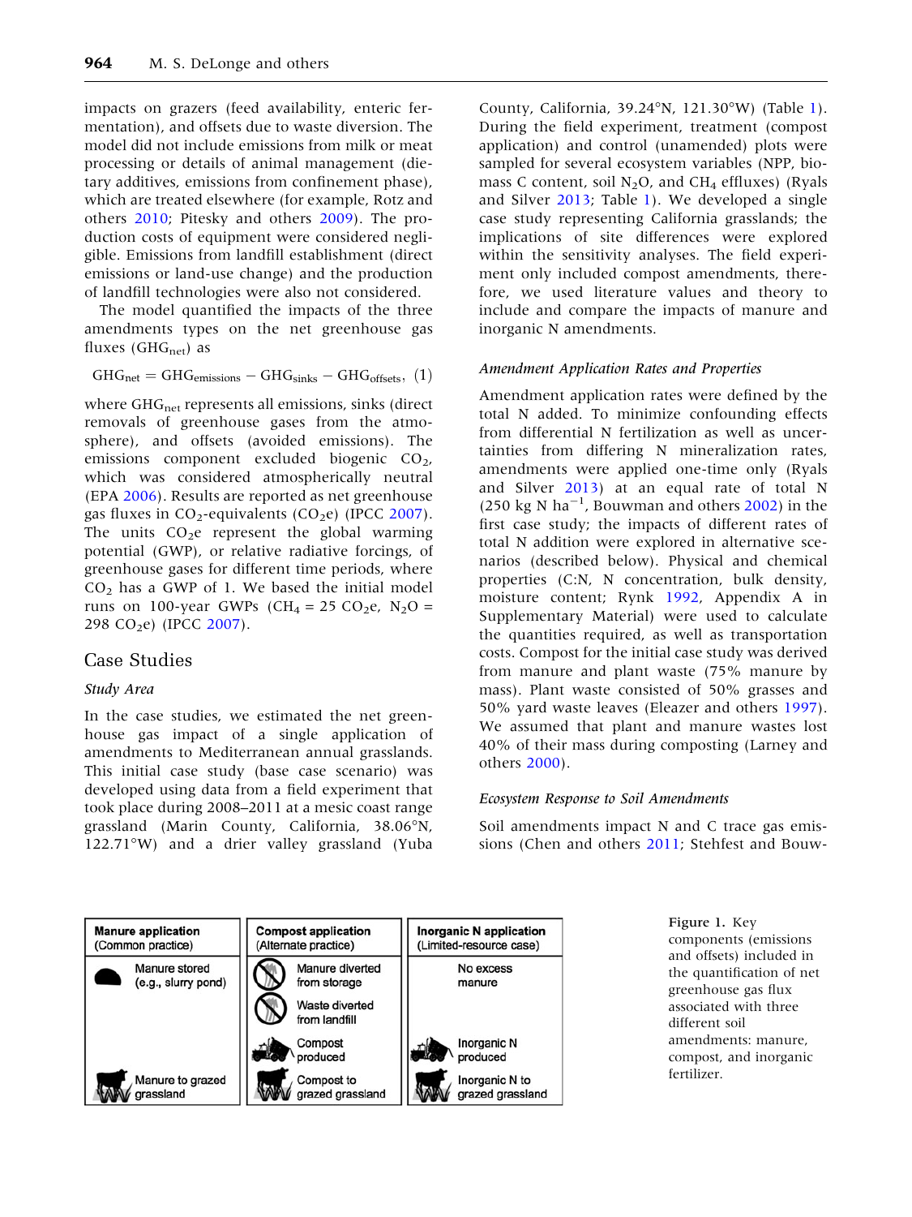impacts on grazers (feed availability, enteric fermentation), and offsets due to waste diversion. The model did not include emissions from milk or meat processing or details of animal management (dietary additives, emissions from confinement phase), which are treated elsewhere (for example, Rotz and others 2010; Pitesky and others 2009). The production costs of equipment were considered negligible. Emissions from landfill establishment (direct emissions or land-use change) and the production of landfill technologies were also not considered.

The model quantified the impacts of the three amendments types on the net greenhouse gas fluxes ($GHG_{net}$) as

$$GHG_{net} = GHG_{emissions} - GHG_{sinks} - GHG_{offsets}, \quad (1)$$

where $GHG_{net}$ represents all emissions, sinks (direct removals of greenhouse gases from the atmosphere), and offsets (avoided emissions). The emissions component excluded biogenic $CO_2$, which was considered atmospherically neutral (EPA 2006). Results are reported as net greenhouse gas fluxes in $CO_2$-equivalents ($CO_2e$) (IPCC 2007). The units $CO_2e$ represent the global warming potential (GWP), or relative radiative forcings, of greenhouse gases for different time periods, where $CO_2$ has a GWP of 1. We based the initial model runs on 100-year GWPs ($CH_4$ = 25 $CO_2e$, $N_2O$ = 298 $CO_2e$) (IPCC 2007).

## Case Studies

### *Study Area*

In the case studies, we estimated the net greenhouse gas impact of a single application of amendments to Mediterranean annual grasslands. This initial case study (base case scenario) was developed using data from a field experiment that took place during 2008–2011 at a mesic coast range grassland (Marin County, California, 38.06°N, 122.71°W) and a drier valley grassland (Yuba County, California, 39.24°N, 121.30°W) (Table 1). During the field experiment, treatment (compost application) and control (unamended) plots were sampled for several ecosystem variables (NPP, biomass C content, soil $N_2O$, and $CH_4$ effluxes) (Ryals and Silver 2013; Table 1). We developed a single case study representing California grasslands; the implications of site differences were explored within the sensitivity analyses. The field experiment only included compost amendments, therefore, we used literature values and theory to include and compare the impacts of manure and inorganic N amendments.

### *Amendment Application Rates and Properties*

Amendment application rates were defined by the total N added. To minimize confounding effects from differential N fertilization as well as uncertainties from differing N mineralization rates, amendments were applied one-time only (Ryals and Silver 2013) at an equal rate of total N (250 kg N $ha^{-1}$, Bouwman and others 2002) in the first case study; the impacts of different rates of total N addition were explored in alternative scenarios (described below). Physical and chemical properties (C:N, N concentration, bulk density, moisture content; Rynk 1992, Appendix A in Supplementary Material) were used to calculate the quantities required, as well as transportation costs. Compost for the initial case study was derived from manure and plant waste (75% manure by mass). Plant waste consisted of 50% grasses and 50% yard waste leaves (Eleazer and others 1997). We assumed that plant and manure wastes lost 40% of their mass during composting (Larney and others 2000).

### *Ecosystem Response to Soil Amendments*

Soil amendments impact N and C trace gas emissions (Chen and others 2011; Stehfest and Bouw-

| **Manure application** (Common practice) | **Compost application** (Alternate practice) | **Inorganic N application** (Limited-resource case) |
|---|---|---|
| Manure stored (e.g., slurry pond) | Manure diverted from storage | No excess manure |
| | Waste diverted from landfill | |
| | Compost produced | Inorganic N produced |
| Manure to grazed grassland | Compost to grazed grassland | Inorganic N to grazed grassland |

**Figure 1.** Key components (emissions and offsets) included in the quantification of net greenhouse gas flux associated with three different soil amendments: manure, compost, and inorganic fertilizer.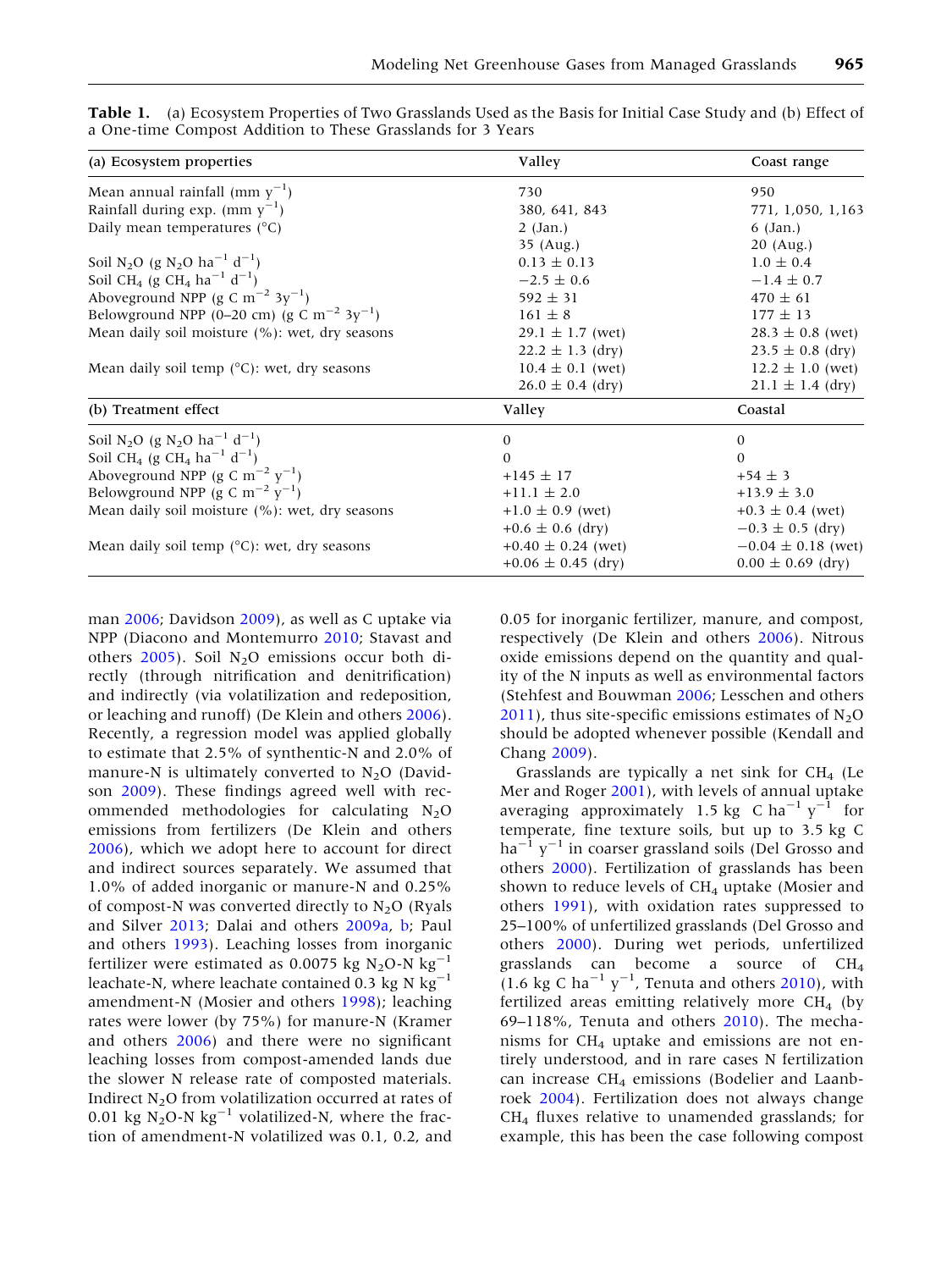**Table 1.** (a) Ecosystem Properties of Two Grasslands Used as the Basis for Initial Case Study and (b) Effect of a One-time Compost Addition to These Grasslands for 3 Years

| (a) Ecosystem properties | Valley | Coast range |
|---|---|---|
| Mean annual rainfall (mm $y^{-1}$) | 730 | 950 |
| Rainfall during exp. (mm $y^{-1}$) | 380, 641, 843 | 771, 1,050, 1,163 |
| Daily mean temperatures (°C) | 2 (Jan.) | 6 (Jan.) |
| | 35 (Aug.) | 20 (Aug.) |
| Soil $N_2O$ (g $N_2O$ $ha^{-1}$ $d^{-1}$) | 0.13 ± 0.13 | 1.0 ± 0.4 |
| Soil $CH_4$ (g $CH_4$ $ha^{-1}$ $d^{-1}$) | −2.5 ± 0.6 | −1.4 ± 0.7 |
| Aboveground NPP (g C $m^{-2}$ $3y^{-1}$) | 592 ± 31 | 470 ± 61 |
| Belowground NPP (0–20 cm) (g C $m^{-2}$ $3y^{-1}$) | 161 ± 8 | 177 ± 13 |
| Mean daily soil moisture (%): wet, dry seasons | 29.1 ± 1.7 (wet) | 28.3 ± 0.8 (wet) |
| | 22.2 ± 1.3 (dry) | 23.5 ± 0.8 (dry) |
| Mean daily soil temp (°C): wet, dry seasons | 10.4 ± 0.1 (wet) | 12.2 ± 1.0 (wet) |
| | 26.0 ± 0.4 (dry) | 21.1 ± 1.4 (dry) |
| **(b) Treatment effect** | **Valley** | **Coastal** |
| Soil $N_2O$ (g $N_2O$ $ha^{-1}$ $d^{-1}$) | 0 | 0 |
| Soil $CH_4$ (g $CH_4$ $ha^{-1}$ $d^{-1}$) | 0 | 0 |
| Aboveground NPP (g C $m^{-2}$ $y^{-1}$) | +145 ± 17 | +54 ± 3 |
| Belowground NPP (g C $m^{-2}$ $y^{-1}$) | +11.1 ± 2.0 | +13.9 ± 3.0 |
| Mean daily soil moisture (%): wet, dry seasons | +1.0 ± 0.9 (wet) | +0.3 ± 0.4 (wet) |
| | +0.6 ± 0.6 (dry) | −0.3 ± 0.5 (dry) |
| Mean daily soil temp (°C): wet, dry seasons | +0.40 ± 0.24 (wet) | −0.04 ± 0.18 (wet) |
| | +0.06 ± 0.45 (dry) | 0.00 ± 0.69 (dry) |

man 2006; Davidson 2009), as well as C uptake via NPP (Diacono and Montemurro 2010; Stavast and others 2005). Soil $N_2O$ emissions occur both directly (through nitrification and denitrification) and indirectly (via volatilization and redeposition, or leaching and runoff) (De Klein and others 2006). Recently, a regression model was applied globally to estimate that 2.5% of synthentic-N and 2.0% of manure-N is ultimately converted to $N_2O$ (Davidson 2009). These findings agreed well with recommended methodologies for calculating $N_2O$ emissions from fertilizers (De Klein and others 2006), which we adopt here to account for direct and indirect sources separately. We assumed that 1.0% of added inorganic or manure-N and 0.25% of compost-N was converted directly to $N_2O$ (Ryals and Silver 2013; Dalai and others 2009a, b; Paul and others 1993). Leaching losses from inorganic fertilizer were estimated as 0.0075 kg $N_2O$-N $kg^{-1}$ leachate-N, where leachate contained 0.3 kg N $kg^{-1}$ amendment-N (Mosier and others 1998); leaching rates were lower (by 75%) for manure-N (Kramer and others 2006) and there were no significant leaching losses from compost-amended lands due the slower N release rate of composted materials. Indirect $N_2O$ from volatilization occurred at rates of 0.01 kg $N_2O$-N $kg^{-1}$ volatilized-N, where the fraction of amendment-N volatilized was 0.1, 0.2, and 0.05 for inorganic fertilizer, manure, and compost, respectively (De Klein and others 2006). Nitrous oxide emissions depend on the quantity and quality of the N inputs as well as environmental factors (Stehfest and Bouwman 2006; Lesschen and others 2011), thus site-specific emissions estimates of $N_2O$ should be adopted whenever possible (Kendall and Chang 2009).

Grasslands are typically a net sink for $CH_4$ (Le Mer and Roger 2001), with levels of annual uptake averaging approximately 1.5 kg C $ha^{-1}$ $y^{-1}$ for temperate, fine texture soils, but up to 3.5 kg C $ha^{-1}$ $y^{-1}$ in coarser grassland soils (Del Grosso and others 2000). Fertilization of grasslands has been shown to reduce levels of $CH_4$ uptake (Mosier and others 1991), with oxidation rates suppressed to 25–100% of unfertilized grasslands (Del Grosso and others 2000). During wet periods, unfertilized grasslands can become a source of $CH_4$ (1.6 kg C $ha^{-1}$ $y^{-1}$, Tenuta and others 2010), with fertilized areas emitting relatively more $CH_4$ (by 69–118%, Tenuta and others 2010). The mechanisms for $CH_4$ uptake and emissions are not entirely understood, and in rare cases N fertilization can increase $CH_4$ emissions (Bodelier and Laanbroek 2004). Fertilization does not always change $CH_4$ fluxes relative to unamended grasslands; for example, this has been the case following compost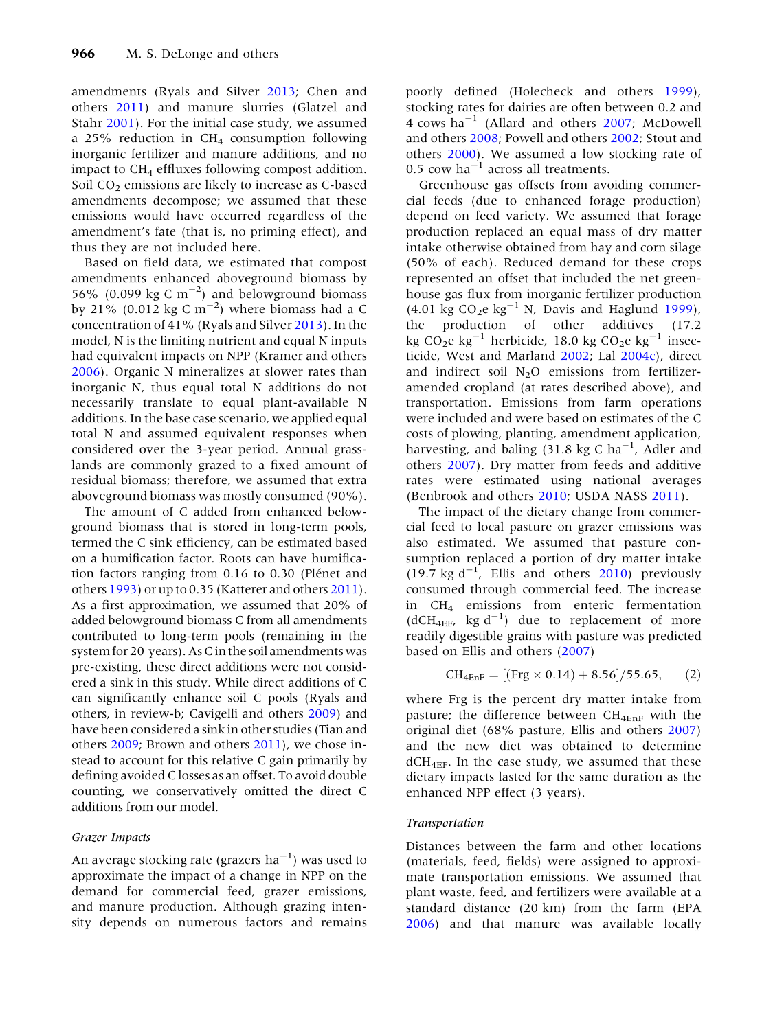amendments (Ryals and Silver 2013; Chen and others 2011) and manure slurries (Glatzel and Stahr 2001). For the initial case study, we assumed a 25% reduction in $CH_4$ consumption following inorganic fertilizer and manure additions, and no impact to $CH_4$ effluxes following compost addition. Soil $CO_2$ emissions are likely to increase as C-based amendments decompose; we assumed that these emissions would have occurred regardless of the amendment's fate (that is, no priming effect), and thus they are not included here.

Based on field data, we estimated that compost amendments enhanced aboveground biomass by 56% (0.099 kg C $m^{-2}$) and belowground biomass by 21% (0.012 kg C $m^{-2}$) where biomass had a C concentration of 41% (Ryals and Silver 2013). In the model, N is the limiting nutrient and equal N inputs had equivalent impacts on NPP (Kramer and others 2006). Organic N mineralizes at slower rates than inorganic N, thus equal total N additions do not necessarily translate to equal plant-available N additions. In the base case scenario, we applied equal total N and assumed equivalent responses when considered over the 3-year period. Annual grasslands are commonly grazed to a fixed amount of residual biomass; therefore, we assumed that extra aboveground biomass was mostly consumed (90%).

The amount of C added from enhanced belowground biomass that is stored in long-term pools, termed the C sink efficiency, can be estimated based on a humification factor. Roots can have humification factors ranging from 0.16 to 0.30 (Plénet and others 1993) or up to 0.35 (Katterer and others 2011). As a first approximation, we assumed that 20% of added belowground biomass C from all amendments contributed to long-term pools (remaining in the system for 20 years). As C in the soil amendments was pre-existing, these direct additions were not considered a sink in this study. While direct additions of C can significantly enhance soil C pools (Ryals and others, in review-b; Cavigelli and others 2009) and have been considered a sink in other studies (Tian and others 2009; Brown and others 2011), we chose instead to account for this relative C gain primarily by defining avoided C losses as an offset. To avoid double counting, we conservatively omitted the direct C additions from our model.

### *Grazer Impacts*

An average stocking rate (grazers $ha^{-1}$) was used to approximate the impact of a change in NPP on the demand for commercial feed, grazer emissions, and manure production. Although grazing intensity depends on numerous factors and remains poorly defined (Holecheck and others 1999), stocking rates for dairies are often between 0.2 and 4 cows $ha^{-1}$ (Allard and others 2007; McDowell and others 2008; Powell and others 2002; Stout and others 2000). We assumed a low stocking rate of 0.5 cow $ha^{-1}$ across all treatments.

Greenhouse gas offsets from avoiding commercial feeds (due to enhanced forage production) depend on feed variety. We assumed that forage production replaced an equal mass of dry matter intake otherwise obtained from hay and corn silage (50% of each). Reduced demand for these crops represented an offset that included the net greenhouse gas flux from inorganic fertilizer production (4.01 kg $CO_2e$ $kg^{-1}$ N, Davis and Haglund 1999), the production of other additives (17.2 kg $CO_2e$ $kg^{-1}$ herbicide, 18.0 kg $CO_2e$ $kg^{-1}$ insecticide, West and Marland 2002; Lal 2004c), direct and indirect soil $N_2O$ emissions from fertilizer-amended cropland (at rates described above), and transportation. Emissions from farm operations were included and were based on estimates of the C costs of plowing, planting, amendment application, harvesting, and baling (31.8 kg C $ha^{-1}$, Adler and others 2007). Dry matter from feeds and additive rates were estimated using national averages (Benbrook and others 2010; USDA NASS 2011).

The impact of the dietary change from commercial feed to local pasture on grazer emissions was also estimated. We assumed that pasture consumption replaced a portion of dry matter intake (19.7 kg $d^{-1}$, Ellis and others 2010) previously consumed through commercial feed. The increase in $CH_4$ emissions from enteric fermentation ($dCH_{4EF}$, kg $d^{-1}$) due to replacement of more readily digestible grains with pasture was predicted based on Ellis and others (2007)

$$CH_{4EnF} = [(Frg \times 0.14) + 8.56]/55.65, \qquad (2)$$

where Frg is the percent dry matter intake from pasture; the difference between $CH_{4EnF}$ with the original diet (68% pasture, Ellis and others 2007) and the new diet was obtained to determine $dCH_{4EF}$. In the case study, we assumed that these dietary impacts lasted for the same duration as the enhanced NPP effect (3 years).

### *Transportation*

Distances between the farm and other locations (materials, feed, fields) were assigned to approximate transportation emissions. We assumed that plant waste, feed, and fertilizers were available at a standard distance (20 km) from the farm (EPA 2006) and that manure was available locally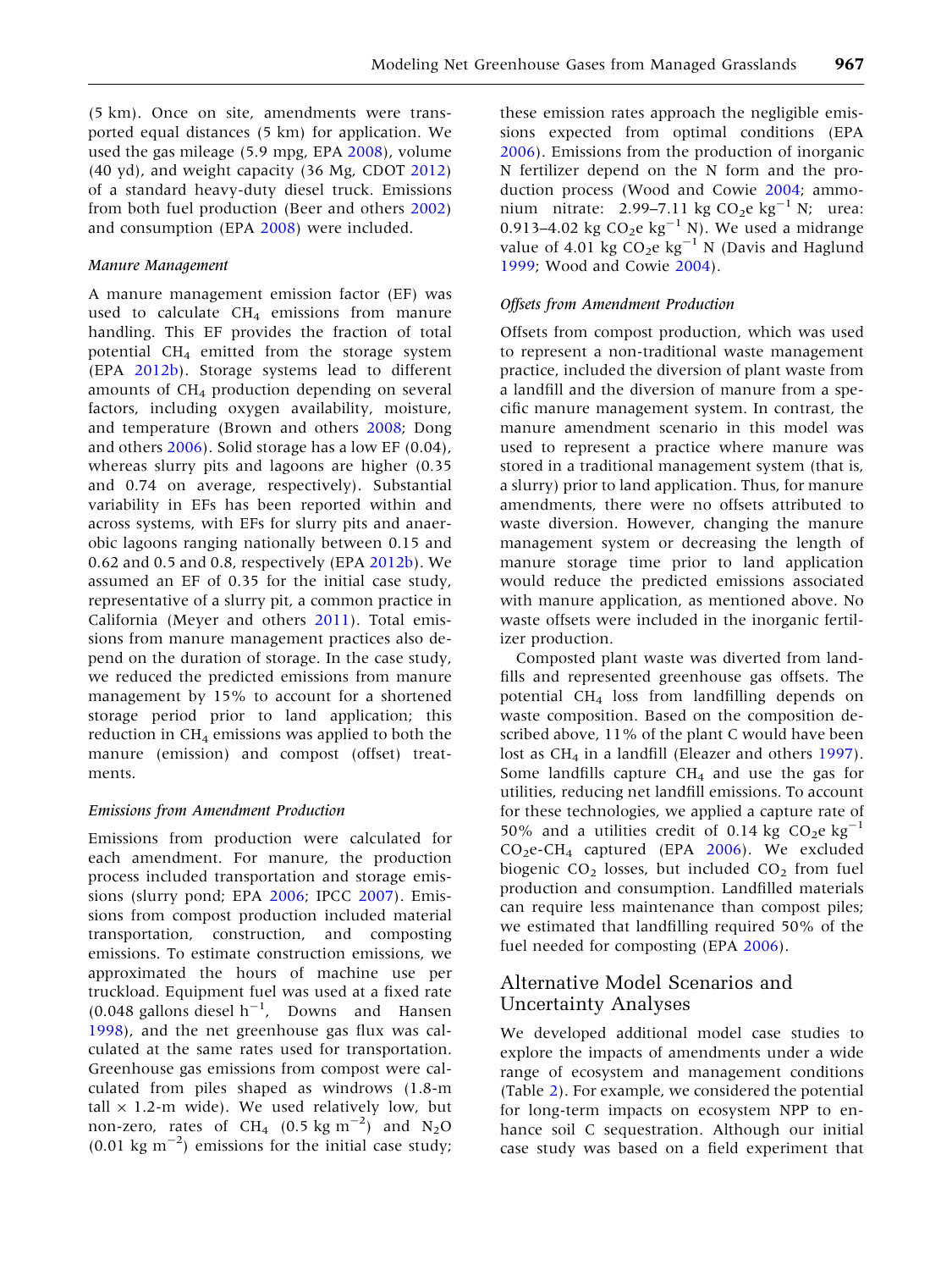(5 km). Once on site, amendments were transported equal distances (5 km) for application. We used the gas mileage (5.9 mpg, EPA 2008), volume (40 yd), and weight capacity (36 Mg, CDOT 2012) of a standard heavy-duty diesel truck. Emissions from both fuel production (Beer and others 2002) and consumption (EPA 2008) were included.

*Manure Management*

A manure management emission factor (EF) was used to calculate $CH_4$ emissions from manure handling. This EF provides the fraction of total potential $CH_4$ emitted from the storage system (EPA 2012b). Storage systems lead to different amounts of $CH_4$ production depending on several factors, including oxygen availability, moisture, and temperature (Brown and others 2008; Dong and others 2006). Solid storage has a low EF (0.04), whereas slurry pits and lagoons are higher (0.35 and 0.74 on average, respectively). Substantial variability in EFs has been reported within and across systems, with EFs for slurry pits and anaerobic lagoons ranging nationally between 0.15 and 0.62 and 0.5 and 0.8, respectively (EPA 2012b). We assumed an EF of 0.35 for the initial case study, representative of a slurry pit, a common practice in California (Meyer and others 2011). Total emissions from manure management practices also depend on the duration of storage. In the case study, we reduced the predicted emissions from manure management by 15% to account for a shortened storage period prior to land application; this reduction in $CH_4$ emissions was applied to both the manure (emission) and compost (offset) treatments.

*Emissions from Amendment Production*

Emissions from production were calculated for each amendment. For manure, the production process included transportation and storage emissions (slurry pond; EPA 2006; IPCC 2007). Emissions from compost production included material transportation, construction, and composting emissions. To estimate construction emissions, we approximated the hours of machine use per truckload. Equipment fuel was used at a fixed rate (0.048 gallons diesel $h^{-1}$, Downs and Hansen 1998), and the net greenhouse gas flux was calculated at the same rates used for transportation. Greenhouse gas emissions from compost were calculated from piles shaped as windrows (1.8-m tall × 1.2-m wide). We used relatively low, but non-zero, rates of $CH_4$ (0.5 kg $m^{-2}$) and $N_2O$ (0.01 kg $m^{-2}$) emissions for the initial case study; these emission rates approach the negligible emissions expected from optimal conditions (EPA 2006). Emissions from the production of inorganic N fertilizer depend on the N form and the production process (Wood and Cowie 2004; ammonium nitrate: 2.99–7.11 kg $CO_2$e $kg^{-1}$ N; urea: 0.913–4.02 kg $CO_2$e $kg^{-1}$ N). We used a midrange value of 4.01 kg $CO_2$e $kg^{-1}$ N (Davis and Haglund 1999; Wood and Cowie 2004).

*Offsets from Amendment Production*

Offsets from compost production, which was used to represent a non-traditional waste management practice, included the diversion of plant waste from a landfill and the diversion of manure from a specific manure management system. In contrast, the manure amendment scenario in this model was used to represent a practice where manure was stored in a traditional management system (that is, a slurry) prior to land application. Thus, for manure amendments, there were no offsets attributed to waste diversion. However, changing the manure management system or decreasing the length of manure storage time prior to land application would reduce the predicted emissions associated with manure application, as mentioned above. No waste offsets were included in the inorganic fertilizer production.

Composted plant waste was diverted from landfills and represented greenhouse gas offsets. The potential $CH_4$ loss from landfilling depends on waste composition. Based on the composition described above, 11% of the plant C would have been lost as $CH_4$ in a landfill (Eleazer and others 1997). Some landfills capture $CH_4$ and use the gas for utilities, reducing net landfill emissions. To account for these technologies, we applied a capture rate of 50% and a utilities credit of 0.14 kg $CO_2$e $kg^{-1}$ $CO_2$e-$CH_4$ captured (EPA 2006). We excluded biogenic $CO_2$ losses, but included $CO_2$ from fuel production and consumption. Landfilled materials can require less maintenance than compost piles; we estimated that landfilling required 50% of the fuel needed for composting (EPA 2006).

## Alternative Model Scenarios and Uncertainty Analyses

We developed additional model case studies to explore the impacts of amendments under a wide range of ecosystem and management conditions (Table 2). For example, we considered the potential for long-term impacts on ecosystem NPP to enhance soil C sequestration. Although our initial case study was based on a field experiment that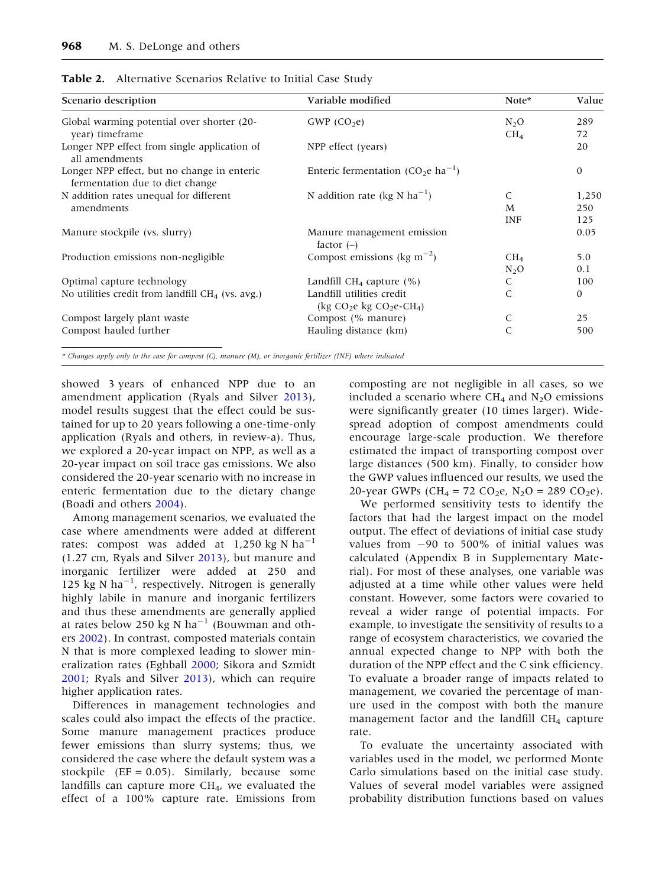**Table 2.** Alternative Scenarios Relative to Initial Case Study

| Scenario description | Variable modified | Note* | Value |
|---|---|---|---|
| Global warming potential over shorter (20-year) timeframe | GWP ($CO_2e$) | $N_2O$ | 289 |
| | | $CH_4$ | 72 |
| Longer NPP effect from single application of all amendments | NPP effect (years) | | 20 |
| Longer NPP effect, but no change in enteric fermentation due to diet change | Enteric fermentation ($CO_2e$ $ha^{-1}$) | | 0 |
| N addition rates unequal for different amendments | N addition rate (kg N $ha^{-1}$) | C | 1,250 |
| | | M | 250 |
| | | INF | 125 |
| Manure stockpile (vs. slurry) | Manure management emission factor (–) | | 0.05 |
| Production emissions non-negligible | Compost emissions (kg $m^{-2}$) | $CH_4$ | 5.0 |
| | | $N_2O$ | 0.1 |
| Optimal capture technology | Landfill $CH_4$ capture (%) | C | 100 |
| No utilities credit from landfill $CH_4$ (vs. avg.) | Landfill utilities credit (kg $CO_2e$ kg $CO_2e$-$CH_4$) | C | 0 |
| Compost largely plant waste | Compost (% manure) | C | 25 |
| Compost hauled further | Hauling distance (km) | C | 500 |

*\* Changes apply only to the case for compost (C), manure (M), or inorganic fertilizer (INF) where indicated*

showed 3 years of enhanced NPP due to an amendment application (Ryals and Silver 2013), model results suggest that the effect could be sustained for up to 20 years following a one-time-only application (Ryals and others, in review-a). Thus, we explored a 20-year impact on NPP, as well as a 20-year impact on soil trace gas emissions. We also considered the 20-year scenario with no increase in enteric fermentation due to the dietary change (Boadi and others 2004).

Among management scenarios, we evaluated the case where amendments were added at different rates: compost was added at 1,250 kg N $ha^{-1}$ (1.27 cm, Ryals and Silver 2013), but manure and inorganic fertilizer were added at 250 and 125 kg N $ha^{-1}$, respectively. Nitrogen is generally highly labile in manure and inorganic fertilizers and thus these amendments are generally applied at rates below 250 kg N $ha^{-1}$ (Bouwman and others 2002). In contrast, composted materials contain N that is more complexed leading to slower mineralization rates (Eghball 2000; Sikora and Szmidt 2001; Ryals and Silver 2013), which can require higher application rates.

Differences in management technologies and scales could also impact the effects of the practice. Some manure management practices produce fewer emissions than slurry systems; thus, we considered the case where the default system was a stockpile (EF = 0.05). Similarly, because some landfills can capture more $CH_4$, we evaluated the effect of a 100% capture rate. Emissions from composting are not negligible in all cases, so we included a scenario where $CH_4$ and $N_2O$ emissions were significantly greater (10 times larger). Widespread adoption of compost amendments could encourage large-scale production. We therefore estimated the impact of transporting compost over large distances (500 km). Finally, to consider how the GWP values influenced our results, we used the 20-year GWPs ($CH_4$ = 72 $CO_2e$, $N_2O$ = 289 $CO_2e$).

We performed sensitivity tests to identify the factors that had the largest impact on the model output. The effect of deviations of initial case study values from −90 to 500% of initial values was calculated (Appendix B in Supplementary Material). For most of these analyses, one variable was adjusted at a time while other values were held constant. However, some factors were covaried to reveal a wider range of potential impacts. For example, to investigate the sensitivity of results to a range of ecosystem characteristics, we covaried the annual expected change to NPP with both the duration of the NPP effect and the C sink efficiency. To evaluate a broader range of impacts related to management, we covaried the percentage of manure used in the compost with both the manure management factor and the landfill $CH_4$ capture rate.

To evaluate the uncertainty associated with variables used in the model, we performed Monte Carlo simulations based on the initial case study. Values of several model variables were assigned probability distribution functions based on values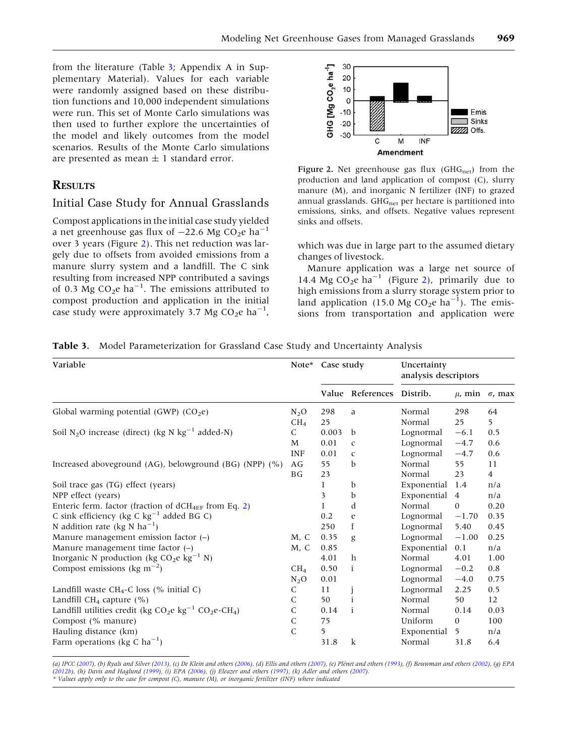from the literature (Table 3; Appendix A in Supplementary Material). Values for each variable were randomly assigned based on these distribution functions and 10,000 independent simulations were run. This set of Monte Carlo simulations was then used to further explore the uncertainties of the model and likely outcomes from the model scenarios. Results of the Monte Carlo simulations are presented as mean ± 1 standard error.

## Results

### Initial Case Study for Annual Grasslands

Compost applications in the initial case study yielded a net greenhouse gas flux of −22.6 Mg $CO_2$e $ha^{-1}$ over 3 years (Figure 2). This net reduction was largely due to offsets from avoided emissions from a manure slurry system and a landfill. The C sink resulting from increased NPP contributed a savings of 0.3 Mg $CO_2$e $ha^{-1}$. The emissions attributed to compost production and application in the initial case study were approximately 3.7 Mg $CO_2$e $ha^{-1}$, which was due in large part to the assumed dietary changes of livestock.

Figure 2. Net greenhouse gas flux ($GHG_{net}$) from the production and land application of compost (C), slurry manure (M), and inorganic N fertilizer (INF) to grazed annual grasslands. $GHG_{net}$ per hectare is partitioned into emissions, sinks, and offsets. Negative values represent sinks and offsets.

Manure application was a large net source of 14.4 Mg $CO_2$e $ha^{-1}$ (Figure 2), primarily due to high emissions from a slurry storage system prior to land application (15.0 Mg $CO_2$e $ha^{-1}$). The emissions from transportation and application were

**Table 3.** Model Parameterization for Grassland Case Study and Uncertainty Analysis

| Variable | Note* | Case study | | Uncertainty analysis descriptors | | |
|---|---|---|---|---|---|---|
| | | Value | References | Distrib. | $\mu$, min | $\sigma$, max |
| Global warming potential (GWP) ($CO_2$e) | $N_2O$ | 298 | a | Normal | 298 | 64 |
| | $CH_4$ | 25 | | Normal | 25 | 5 |
| Soil $N_2O$ increase (direct) (kg N $kg^{-1}$ added-N) | C | 0.003 | b | Lognormal | −6.1 | 0.5 |
| | M | 0.01 | c | Lognormal | −4.7 | 0.6 |
| | INF | 0.01 | c | Lognormal | −4.7 | 0.6 |
| Increased aboveground (AG), belowground (BG) (NPP) (%) | AG | 55 | b | Normal | 55 | 11 |
| | BG | 23 | | Normal | 23 | 4 |
| Soil trace gas (TG) effect (years) | | 1 | b | Exponential | 1.4 | n/a |
| NPP effect (years) | | 3 | b | Exponential | 4 | n/a |
| Enteric ferm. factor (fraction of $dCH_{4EF}$ from Eq. 2) | | 1 | d | Normal | 0 | 0.20 |
| C sink efficiency (kg C $kg^{-1}$ added BG C) | | 0.2 | e | Lognormal | −1.70 | 0.35 |
| N addition rate (kg N $ha^{-1}$) | | 250 | f | Lognormal | 5.40 | 0.45 |
| Manure management emission factor (–) | M, C | 0.35 | g | Lognormal | −1.00 | 0.25 |
| Manure management time factor (–) | M, C | 0.85 | | Exponential | 0.1 | n/a |
| Inorganic N production (kg $CO_2$e $kg^{-1}$ N) | | 4.01 | h | Normal | 4.01 | 1.00 |
| Compost emissions (kg $m^{-2}$) | $CH_4$ | 0.50 | i | Lognormal | −0.2 | 0.8 |
| | $N_2O$ | 0.01 | | Lognormal | −4.0 | 0.75 |
| Landfill waste $CH_4$-C loss (% initial C) | C | 11 | j | Lognormal | 2.25 | 0.5 |
| Landfill $CH_4$ capture (%) | C | 50 | i | Normal | 50 | 12 |
| Landfill utilities credit (kg $CO_2$e $kg^{-1}$ $CO_2$e-$CH_4$) | C | 0.14 | i | Normal | 0.14 | 0.03 |
| Compost (% manure) | C | 75 | | Uniform | 0 | 100 |
| Hauling distance (km) | C | 5 | | Exponential | 5 | n/a |
| Farm operations (kg C $ha^{-1}$) | | 31.8 | k | Normal | 31.8 | 6.4 |

*(a) IPCC (2007), (b) Ryals and Silver (2013), (c) De Klein and others (2006), (d) Ellis and others (2007), (e) Plénet and others (1993), (f) Bouwman and others (2002), (g) EPA (2012b), (h) Davis and Haglund (1999), (i) EPA (2006), (j) Eleazer and others (1997), (k) Adler and others (2007).*
*\* Values apply only to the case for compost (C), manure (M), or inorganic fertilizer (INF) where indicated*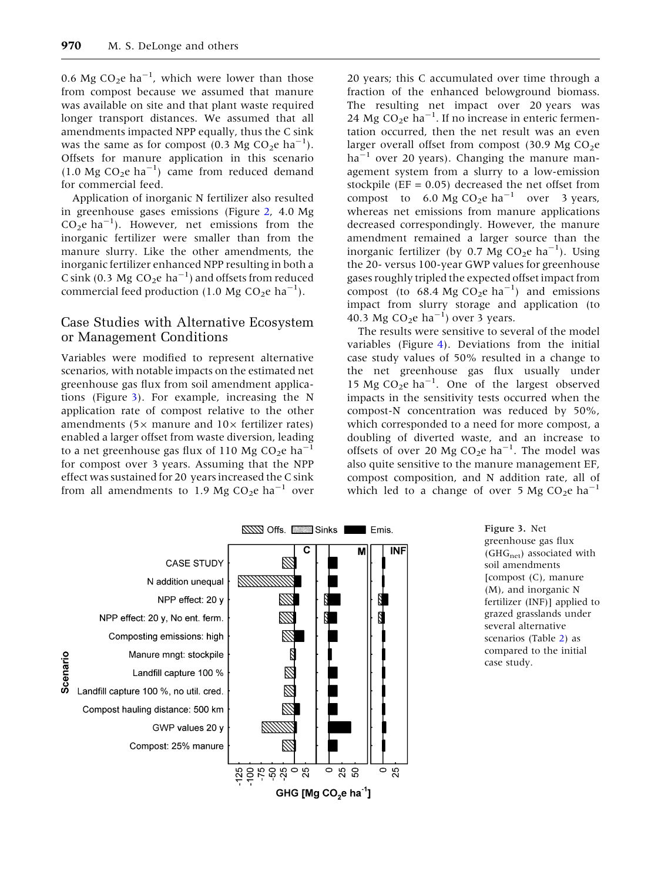0.6 Mg $CO_2$e ha$^{-1}$, which were lower than those from compost because we assumed that manure was available on site and that plant waste required longer transport distances. We assumed that all amendments impacted NPP equally, thus the C sink was the same as for compost (0.3 Mg $CO_2$e ha$^{-1}$). Offsets for manure application in this scenario (1.0 Mg $CO_2$e ha$^{-1}$) came from reduced demand for commercial feed.

Application of inorganic N fertilizer also resulted in greenhouse gases emissions (Figure 2, 4.0 Mg $CO_2$e ha$^{-1}$). However, net emissions from the inorganic fertilizer were smaller than from the manure slurry. Like the other amendments, the inorganic fertilizer enhanced NPP resulting in both a C sink (0.3 Mg $CO_2$e ha$^{-1}$) and offsets from reduced commercial feed production (1.0 Mg $CO_2$e ha$^{-1}$).

## Case Studies with Alternative Ecosystem or Management Conditions

Variables were modified to represent alternative scenarios, with notable impacts on the estimated net greenhouse gas flux from soil amendment applications (Figure 3). For example, increasing the N application rate of compost relative to the other amendments (5× manure and 10× fertilizer rates) enabled a larger offset from waste diversion, leading to a net greenhouse gas flux of 110 Mg $CO_2$e ha$^{-1}$ for compost over 3 years. Assuming that the NPP effect was sustained for 20 years increased the C sink from all amendments to 1.9 Mg $CO_2$e ha$^{-1}$ over 20 years; this C accumulated over time through a fraction of the enhanced belowground biomass. The resulting net impact over 20 years was 24 Mg $CO_2$e ha$^{-1}$. If no increase in enteric fermentation occurred, then the net result was an even larger overall offset from compost (30.9 Mg $CO_2$e ha$^{-1}$ over 20 years). Changing the manure management system from a slurry to a low-emission stockpile (EF = 0.05) decreased the net offset from compost to 6.0 Mg $CO_2$e ha$^{-1}$ over 3 years, whereas net emissions from manure applications decreased correspondingly. However, the manure amendment remained a larger source than the inorganic fertilizer (by 0.7 Mg $CO_2$e ha$^{-1}$). Using the 20- versus 100-year GWP values for greenhouse gases roughly tripled the expected offset impact from compost (to 68.4 Mg $CO_2$e ha$^{-1}$) and emissions impact from slurry storage and application (to 40.3 Mg $CO_2$e ha$^{-1}$) over 3 years.

The results were sensitive to several of the model variables (Figure 4). Deviations from the initial case study values of 50% resulted in a change to the net greenhouse gas flux usually under 15 Mg $CO_2$e ha$^{-1}$. One of the largest observed impacts in the sensitivity tests occurred when the compost-N concentration was reduced by 50%, which corresponded to a need for more compost, a doubling of diverted waste, and an increase to offsets of over 20 Mg $CO_2$e ha$^{-1}$. The model was also quite sensitive to the manure management EF, compost composition, and N addition rate, all of which led to a change of over 5 Mg $CO_2$e ha$^{-1}$

**Figure 3.** Net greenhouse gas flux ($GHG_{net}$) associated with soil amendments [compost (C), manure (M), and inorganic N fertilizer (INF)] applied to grazed grasslands under several alternative scenarios (Table 2) as compared to the initial case study.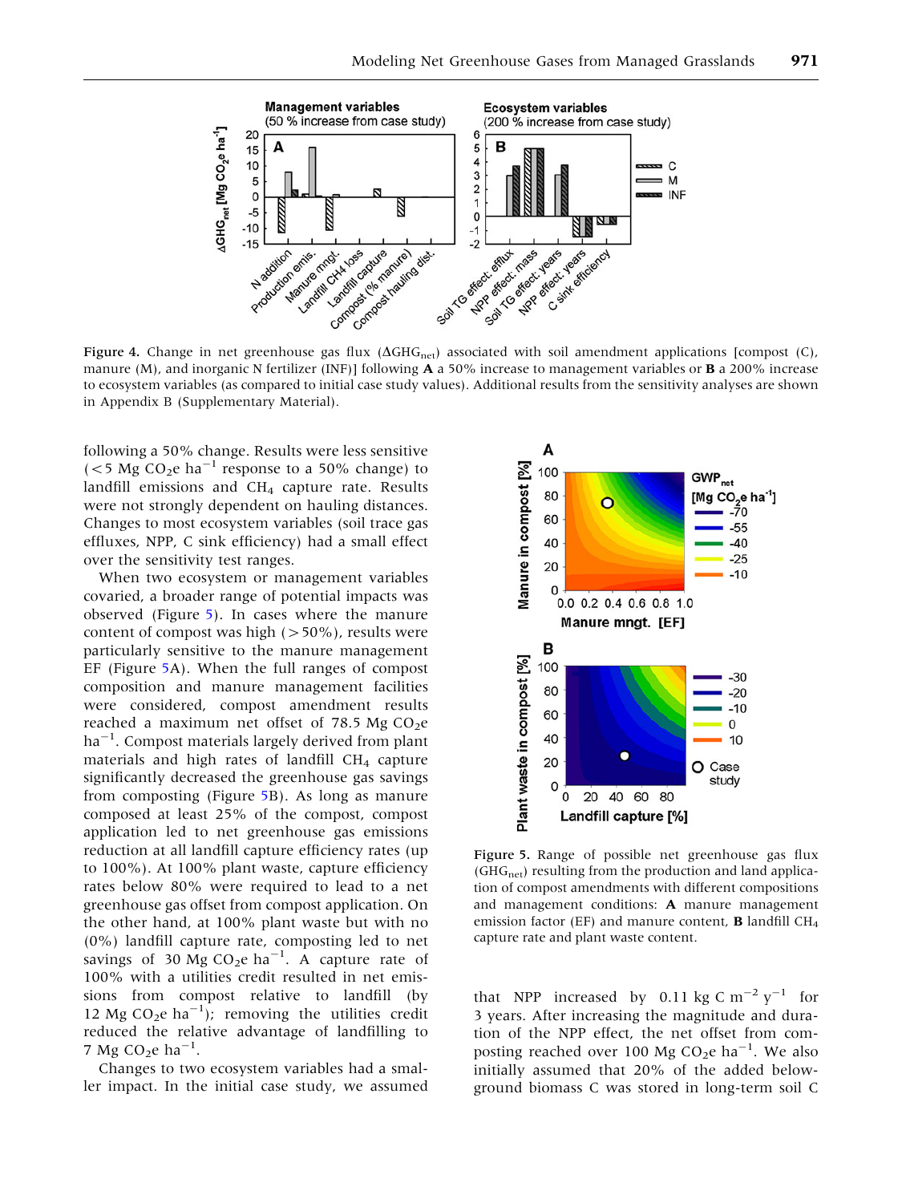**Figure 4.** Change in net greenhouse gas flux ($\Delta GHG_{net}$) associated with soil amendment applications [compost (C), manure (M), and inorganic N fertilizer (INF)] following **A** a 50% increase to management variables or **B** a 200% increase to ecosystem variables (as compared to initial case study values). Additional results from the sensitivity analyses are shown in Appendix B (Supplementary Material).

following a 50% change. Results were less sensitive (<5 Mg $CO_2$e $ha^{-1}$ response to a 50% change) to landfill emissions and $CH_4$ capture rate. Results were not strongly dependent on hauling distances. Changes to most ecosystem variables (soil trace gas effluxes, NPP, C sink efficiency) had a small effect over the sensitivity test ranges.

When two ecosystem or management variables covaried, a broader range of potential impacts was observed (Figure 5). In cases where the manure content of compost was high (>50%), results were particularly sensitive to the manure management EF (Figure 5A). When the full ranges of compost composition and manure management facilities were considered, compost amendment results reached a maximum net offset of 78.5 Mg $CO_2$e $ha^{-1}$. Compost materials largely derived from plant materials and high rates of landfill $CH_4$ capture significantly decreased the greenhouse gas savings from composting (Figure 5B). As long as manure composed at least 25% of the compost, compost application led to net greenhouse gas emissions reduction at all landfill capture efficiency rates (up to 100%). At 100% plant waste, capture efficiency rates below 80% were required to lead to a net greenhouse gas offset from compost application. On the other hand, at 100% plant waste but with no (0%) landfill capture rate, composting led to net savings of 30 Mg $CO_2$e $ha^{-1}$. A capture rate of 100% with a utilities credit resulted in net emissions from compost relative to landfill (by 12 Mg $CO_2$e $ha^{-1}$); removing the utilities credit reduced the relative advantage of landfilling to 7 Mg $CO_2$e $ha^{-1}$.

Changes to two ecosystem variables had a smaller impact. In the initial case study, we assumed that NPP increased by 0.11 kg C $m^{-2}$ $y^{-1}$ for 3 years. After increasing the magnitude and duration of the NPP effect, the net offset from composting reached over 100 Mg $CO_2$e $ha^{-1}$. We also initially assumed that 20% of the added belowground biomass C was stored in long-term soil C

**Figure 5.** Range of possible net greenhouse gas flux ($GHG_{net}$) resulting from the production and land application of compost amendments with different compositions and management conditions: **A** manure management emission factor (EF) and manure content, **B** landfill $CH_4$ capture rate and plant waste content.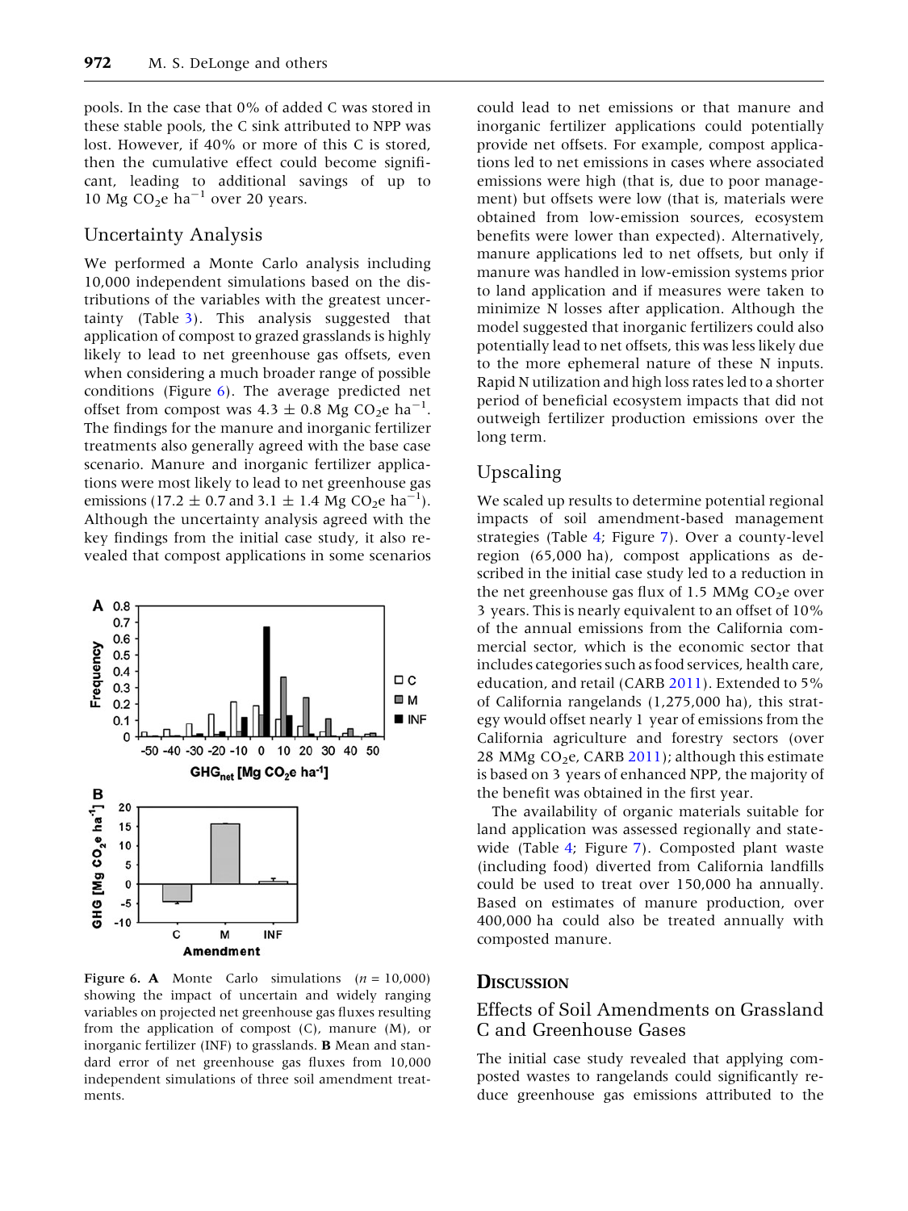pools. In the case that 0% of added C was stored in these stable pools, the C sink attributed to NPP was lost. However, if 40% or more of this C is stored, then the cumulative effect could become significant, leading to additional savings of up to 10 Mg $CO_2$e $ha^{-1}$ over 20 years.

## Uncertainty Analysis

We performed a Monte Carlo analysis including 10,000 independent simulations based on the distributions of the variables with the greatest uncertainty (Table 3). This analysis suggested that application of compost to grazed grasslands is highly likely to lead to net greenhouse gas offsets, even when considering a much broader range of possible conditions (Figure 6). The average predicted net offset from compost was $4.3 \pm 0.8$ Mg $CO_2$e $ha^{-1}$. The findings for the manure and inorganic fertilizer treatments also generally agreed with the base case scenario. Manure and inorganic fertilizer applications were most likely to lead to net greenhouse gas emissions ($17.2 \pm 0.7$ and $3.1 \pm 1.4$ Mg $CO_2$e $ha^{-1}$). Although the uncertainty analysis agreed with the key findings from the initial case study, it also revealed that compost applications in some scenarios could lead to net emissions or that manure and inorganic fertilizer applications could potentially provide net offsets. For example, compost applications led to net emissions in cases where associated emissions were high (that is, due to poor management) but offsets were low (that is, materials were obtained from low-emission sources, ecosystem benefits were lower than expected). Alternatively, manure applications led to net offsets, but only if manure was handled in low-emission systems prior to land application and if measures were taken to minimize N losses after application. Although the model suggested that inorganic fertilizers could also potentially lead to net offsets, this was less likely due to the more ephemeral nature of these N inputs. Rapid N utilization and high loss rates led to a shorter period of beneficial ecosystem impacts that did not outweigh fertilizer production emissions over the long term.

Figure 6. **A** Monte Carlo simulations ($n$ = 10,000) showing the impact of uncertain and widely ranging variables on projected net greenhouse gas fluxes resulting from the application of compost (C), manure (M), or inorganic fertilizer (INF) to grasslands. **B** Mean and standard error of net greenhouse gas fluxes from 10,000 independent simulations of three soil amendment treatments.

## Upscaling

We scaled up results to determine potential regional impacts of soil amendment-based management strategies (Table 4; Figure 7). Over a county-level region (65,000 ha), compost applications as described in the initial case study led to a reduction in the net greenhouse gas flux of 1.5 MMg $CO_2$e over 3 years. This is nearly equivalent to an offset of 10% of the annual emissions from the California commercial sector, which is the economic sector that includes categories such as food services, health care, education, and retail (CARB 2011). Extended to 5% of California rangelands (1,275,000 ha), this strategy would offset nearly 1 year of emissions from the California agriculture and forestry sectors (over 28 MMg $CO_2$e, CARB 2011); although this estimate is based on 3 years of enhanced NPP, the majority of the benefit was obtained in the first year.

The availability of organic materials suitable for land application was assessed regionally and statewide (Table 4; Figure 7). Composted plant waste (including food) diverted from California landfills could be used to treat over 150,000 ha annually. Based on estimates of manure production, over 400,000 ha could also be treated annually with composted manure.

# Discussion

## Effects of Soil Amendments on Grassland C and Greenhouse Gases

The initial case study revealed that applying composted wastes to rangelands could significantly reduce greenhouse gas emissions attributed to the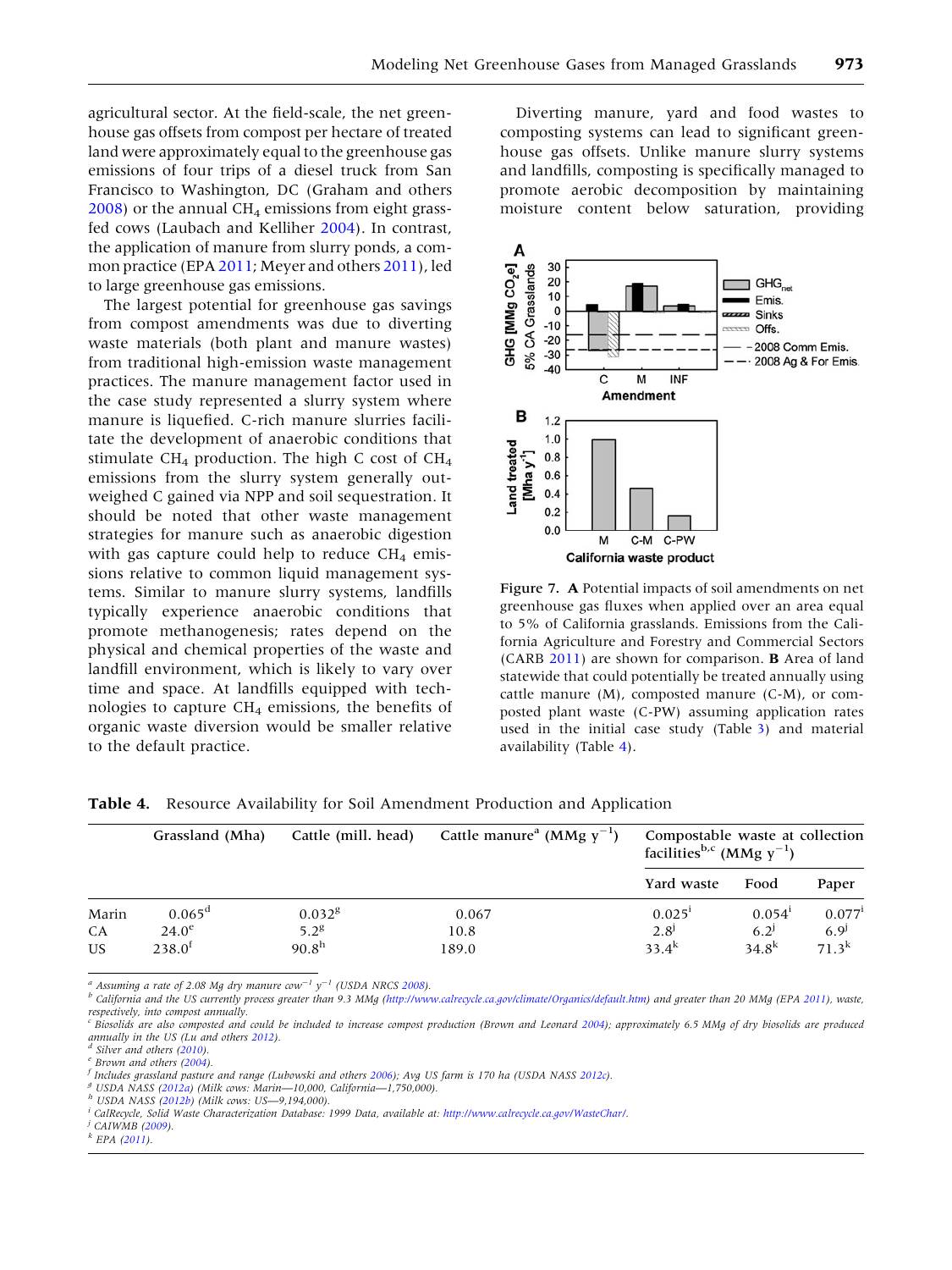agricultural sector. At the field-scale, the net greenhouse gas offsets from compost per hectare of treated land were approximately equal to the greenhouse gas emissions of four trips of a diesel truck from San Francisco to Washington, DC (Graham and others 2008) or the annual $CH_4$ emissions from eight grass-fed cows (Laubach and Kelliher 2004). In contrast, the application of manure from slurry ponds, a common practice (EPA 2011; Meyer and others 2011), led to large greenhouse gas emissions.

The largest potential for greenhouse gas savings from compost amendments was due to diverting waste materials (both plant and manure wastes) from traditional high-emission waste management practices. The manure management factor used in the case study represented a slurry system where manure is liquefied. C-rich manure slurries facilitate the development of anaerobic conditions that stimulate $CH_4$ production. The high C cost of $CH_4$ emissions from the slurry system generally outweighed C gained via NPP and soil sequestration. It should be noted that other waste management strategies for manure such as anaerobic digestion with gas capture could help to reduce $CH_4$ emissions relative to common liquid management systems. Similar to manure slurry systems, landfills typically experience anaerobic conditions that promote methanogenesis; rates depend on the physical and chemical properties of the waste and landfill environment, which is likely to vary over time and space. At landfills equipped with technologies to capture $CH_4$ emissions, the benefits of organic waste diversion would be smaller relative to the default practice.

Diverting manure, yard and food wastes to composting systems can lead to significant greenhouse gas offsets. Unlike manure slurry systems and landfills, composting is specifically managed to promote aerobic decomposition by maintaining moisture content below saturation, providing

**Figure 7.** **A** Potential impacts of soil amendments on net greenhouse gas fluxes when applied over an area equal to 5% of California grasslands. Emissions from the California Agriculture and Forestry and Commercial Sectors (CARB 2011) are shown for comparison. **B** Area of land statewide that could potentially be treated annually using cattle manure (M), composted manure (C-M), or composted plant waste (C-PW) assuming application rates used in the initial case study (Table 3) and material availability (Table 4).

**Table 4.** Resource Availability for Soil Amendment Production and Application

| | Grassland (Mha) | Cattle (mill. head) | Cattle manure[a] (MMg $y^{-1}$) | Compostable waste at collection facilities[b,c] (MMg $y^{-1}$) | | |
|---|---|---|---|---|---|---|
| | | | | Yard waste | Food | Paper |
| Marin | 0.065[d] | 0.032[g] | 0.067 | 0.025[i] | 0.054[i] | 0.077[i] |
| CA | 24.0[e] | 5.2[g] | 10.8 | 2.8[j] | 6.2[j] | 6.9[j] |
| US | 238.0[f] | 90.8[h] | 189.0 | 33.4[k] | 34.8[k] | 71.3[k] |

[a] Assuming a rate of 2.08 Mg dry manure $cow^{-1}$ $y^{-1}$ (USDA NRCS 2008).
[b] California and the US currently process greater than 9.3 MMg (http://www.calrecycle.ca.gov/climate/Organics/default.htm) and greater than 20 MMg (EPA 2011), waste, respectively, into compost annually.
[c] Biosolids are also composted and could be included to increase compost production (Brown and Leonard 2004); approximately 6.5 MMg of dry biosolids are produced annually in the US (Lu and others 2012).
[d] Silver and others (2010).
[e] Brown and others (2004).
[f] Includes grassland pasture and range (Lubowski and others 2006); Avg US farm is 170 ha (USDA NASS 2012c).
[g] USDA NASS (2012a) (Milk cows: Marin—10,000, California—1,750,000).
[h] USDA NASS (2012b) (Milk cows: US—9,194,000).
[i] CalRecycle, Solid Waste Characterization Database: 1999 Data, available at: http://www.calrecycle.ca.gov/WasteChar/.
[j] CAIWMB (2009).
[k] EPA (2011).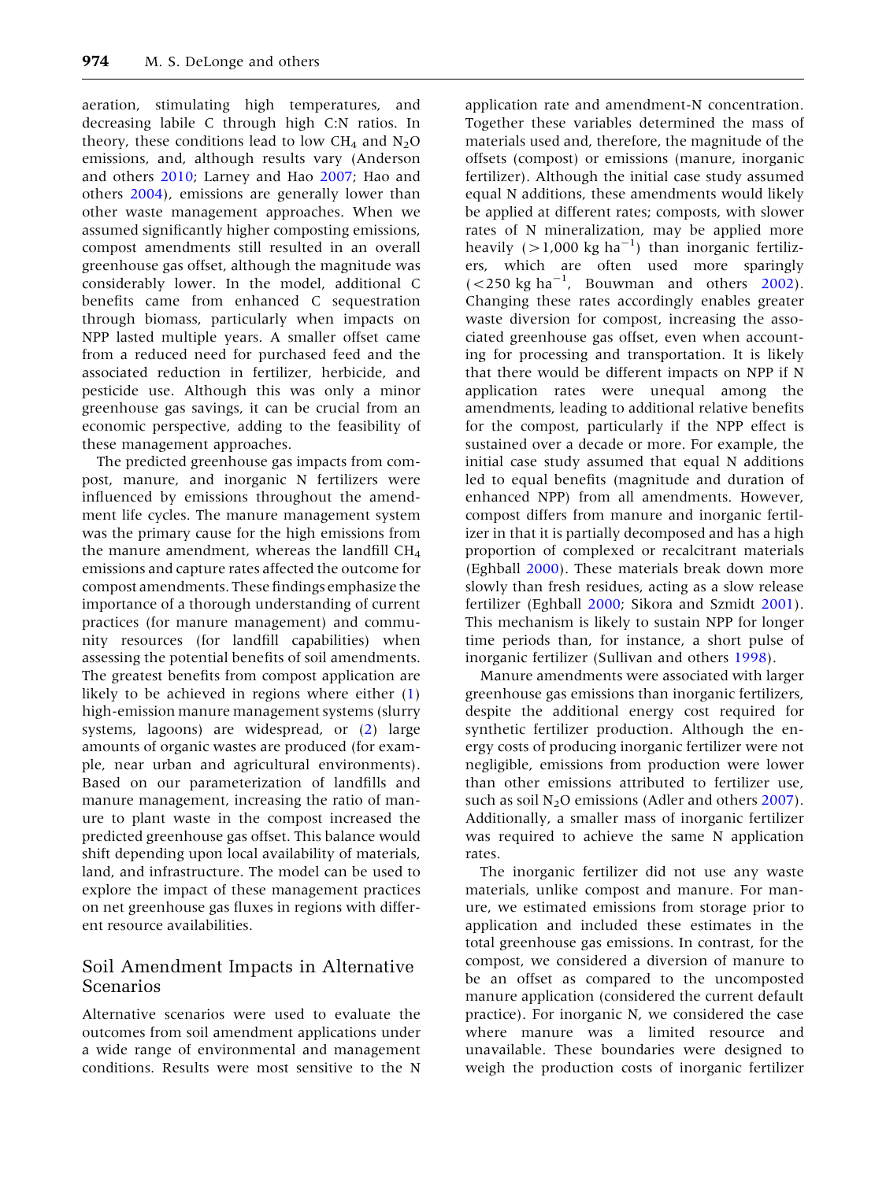aeration, stimulating high temperatures, and decreasing labile C through high C:N ratios. In theory, these conditions lead to low $CH_4$ and $N_2O$ emissions, and, although results vary (Anderson and others 2010; Larney and Hao 2007; Hao and others 2004), emissions are generally lower than other waste management approaches. When we assumed significantly higher composting emissions, compost amendments still resulted in an overall greenhouse gas offset, although the magnitude was considerably lower. In the model, additional C benefits came from enhanced C sequestration through biomass, particularly when impacts on NPP lasted multiple years. A smaller offset came from a reduced need for purchased feed and the associated reduction in fertilizer, herbicide, and pesticide use. Although this was only a minor greenhouse gas savings, it can be crucial from an economic perspective, adding to the feasibility of these management approaches.

The predicted greenhouse gas impacts from compost, manure, and inorganic N fertilizers were influenced by emissions throughout the amendment life cycles. The manure management system was the primary cause for the high emissions from the manure amendment, whereas the landfill $CH_4$ emissions and capture rates affected the outcome for compost amendments. These findings emphasize the importance of a thorough understanding of current practices (for manure management) and community resources (for landfill capabilities) when assessing the potential benefits of soil amendments. The greatest benefits from compost application are likely to be achieved in regions where either (1) high-emission manure management systems (slurry systems, lagoons) are widespread, or (2) large amounts of organic wastes are produced (for example, near urban and agricultural environments). Based on our parameterization of landfills and manure management, increasing the ratio of manure to plant waste in the compost increased the predicted greenhouse gas offset. This balance would shift depending upon local availability of materials, land, and infrastructure. The model can be used to explore the impact of these management practices on net greenhouse gas fluxes in regions with different resource availabilities.

## Soil Amendment Impacts in Alternative Scenarios

Alternative scenarios were used to evaluate the outcomes from soil amendment applications under a wide range of environmental and management conditions. Results were most sensitive to the N application rate and amendment-N concentration. Together these variables determined the mass of materials used and, therefore, the magnitude of the offsets (compost) or emissions (manure, inorganic fertilizer). Although the initial case study assumed equal N additions, these amendments would likely be applied at different rates; composts, with slower rates of N mineralization, may be applied more heavily ($>1{,}000$ kg $ha^{-1}$) than inorganic fertilizers, which are often used more sparingly ($<250$ kg $ha^{-1}$, Bouwman and others 2002). Changing these rates accordingly enables greater waste diversion for compost, increasing the associated greenhouse gas offset, even when accounting for processing and transportation. It is likely that there would be different impacts on NPP if N application rates were unequal among the amendments, leading to additional relative benefits for the compost, particularly if the NPP effect is sustained over a decade or more. For example, the initial case study assumed that equal N additions led to equal benefits (magnitude and duration of enhanced NPP) from all amendments. However, compost differs from manure and inorganic fertilizer in that it is partially decomposed and has a high proportion of complexed or recalcitrant materials (Eghball 2000). These materials break down more slowly than fresh residues, acting as a slow release fertilizer (Eghball 2000; Sikora and Szmidt 2001). This mechanism is likely to sustain NPP for longer time periods than, for instance, a short pulse of inorganic fertilizer (Sullivan and others 1998).

Manure amendments were associated with larger greenhouse gas emissions than inorganic fertilizers, despite the additional energy cost required for synthetic fertilizer production. Although the energy costs of producing inorganic fertilizer were not negligible, emissions from production were lower than other emissions attributed to fertilizer use, such as soil $N_2O$ emissions (Adler and others 2007). Additionally, a smaller mass of inorganic fertilizer was required to achieve the same N application rates.

The inorganic fertilizer did not use any waste materials, unlike compost and manure. For manure, we estimated emissions from storage prior to application and included these estimates in the total greenhouse gas emissions. In contrast, for the compost, we considered a diversion of manure to be an offset as compared to the uncomposted manure application (considered the current default practice). For inorganic N, we considered the case where manure was a limited resource and unavailable. These boundaries were designed to weigh the production costs of inorganic fertilizer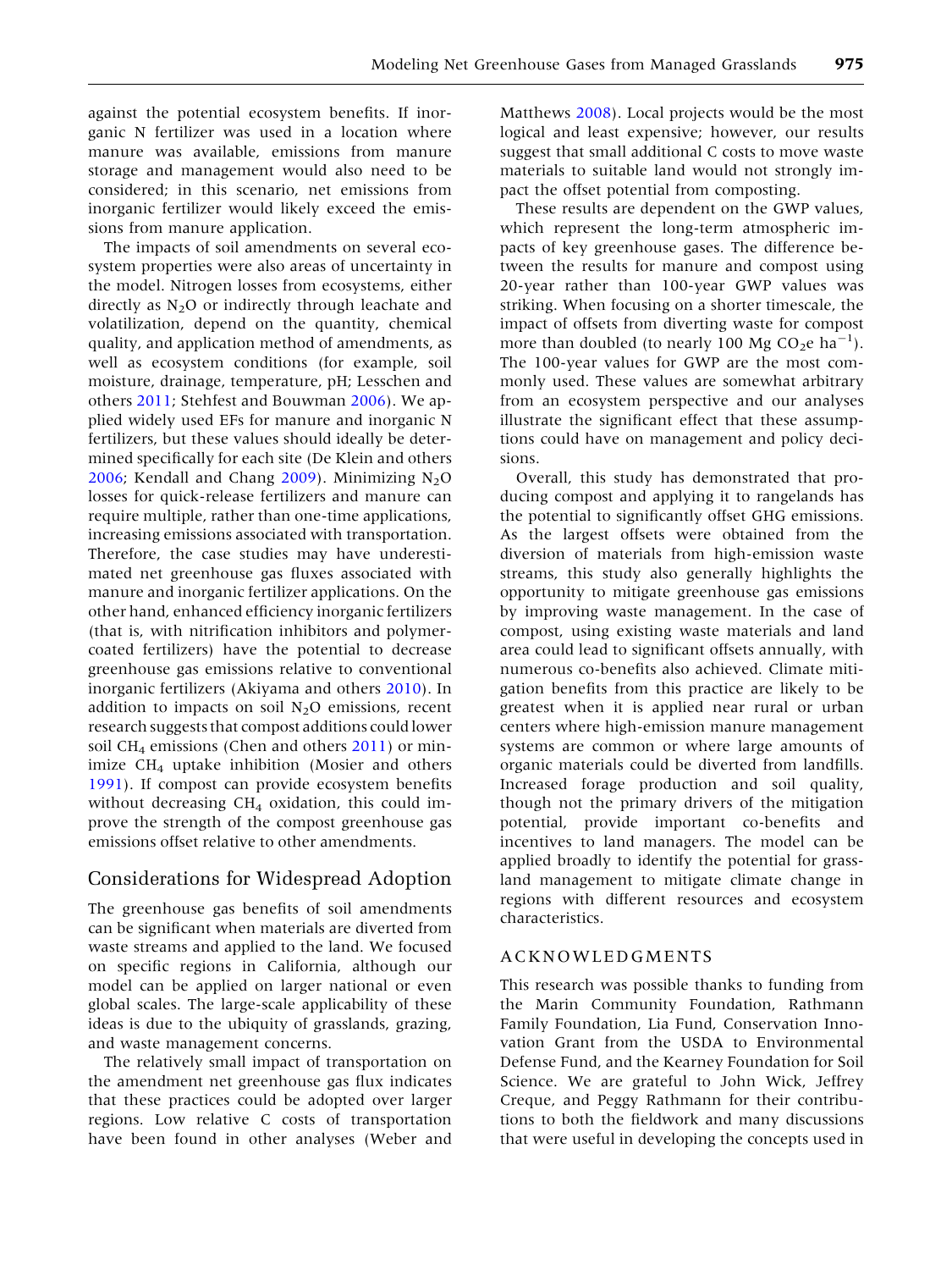against the potential ecosystem benefits. If inorganic N fertilizer was used in a location where manure was available, emissions from manure storage and management would also need to be considered; in this scenario, net emissions from inorganic fertilizer would likely exceed the emissions from manure application.

The impacts of soil amendments on several ecosystem properties were also areas of uncertainty in the model. Nitrogen losses from ecosystems, either directly as $N_2O$ or indirectly through leachate and volatilization, depend on the quantity, chemical quality, and application method of amendments, as well as ecosystem conditions (for example, soil moisture, drainage, temperature, pH; Lesschen and others 2011; Stehfest and Bouwman 2006). We applied widely used EFs for manure and inorganic N fertilizers, but these values should ideally be determined specifically for each site (De Klein and others 2006; Kendall and Chang 2009). Minimizing $N_2O$ losses for quick-release fertilizers and manure can require multiple, rather than one-time applications, increasing emissions associated with transportation. Therefore, the case studies may have underestimated net greenhouse gas fluxes associated with manure and inorganic fertilizer applications. On the other hand, enhanced efficiency inorganic fertilizers (that is, with nitrification inhibitors and polymer-coated fertilizers) have the potential to decrease greenhouse gas emissions relative to conventional inorganic fertilizers (Akiyama and others 2010). In addition to impacts on soil $N_2O$ emissions, recent research suggests that compost additions could lower soil $CH_4$ emissions (Chen and others 2011) or minimize $CH_4$ uptake inhibition (Mosier and others 1991). If compost can provide ecosystem benefits without decreasing $CH_4$ oxidation, this could improve the strength of the compost greenhouse gas emissions offset relative to other amendments.

## Considerations for Widespread Adoption

The greenhouse gas benefits of soil amendments can be significant when materials are diverted from waste streams and applied to the land. We focused on specific regions in California, although our model can be applied on larger national or even global scales. The large-scale applicability of these ideas is due to the ubiquity of grasslands, grazing, and waste management concerns.

The relatively small impact of transportation on the amendment net greenhouse gas flux indicates that these practices could be adopted over larger regions. Low relative C costs of transportation have been found in other analyses (Weber and Matthews 2008). Local projects would be the most logical and least expensive; however, our results suggest that small additional C costs to move waste materials to suitable land would not strongly impact the offset potential from composting.

These results are dependent on the GWP values, which represent the long-term atmospheric impacts of key greenhouse gases. The difference between the results for manure and compost using 20-year rather than 100-year GWP values was striking. When focusing on a shorter timescale, the impact of offsets from diverting waste for compost more than doubled (to nearly 100 Mg $CO_2e$ $ha^{-1}$). The 100-year values for GWP are the most commonly used. These values are somewhat arbitrary from an ecosystem perspective and our analyses illustrate the significant effect that these assumptions could have on management and policy decisions.

Overall, this study has demonstrated that producing compost and applying it to rangelands has the potential to significantly offset GHG emissions. As the largest offsets were obtained from the diversion of materials from high-emission waste streams, this study also generally highlights the opportunity to mitigate greenhouse gas emissions by improving waste management. In the case of compost, using existing waste materials and land area could lead to significant offsets annually, with numerous co-benefits also achieved. Climate mitigation benefits from this practice are likely to be greatest when it is applied near rural or urban centers where high-emission manure management systems are common or where large amounts of organic materials could be diverted from landfills. Increased forage production and soil quality, though not the primary drivers of the mitigation potential, provide important co-benefits and incentives to land managers. The model can be applied broadly to identify the potential for grassland management to mitigate climate change in regions with different resources and ecosystem characteristics.

## ACKNOWLEDGMENTS

This research was possible thanks to funding from the Marin Community Foundation, Rathmann Family Foundation, Lia Fund, Conservation Innovation Grant from the USDA to Environmental Defense Fund, and the Kearney Foundation for Soil Science. We are grateful to John Wick, Jeffrey Creque, and Peggy Rathmann for their contributions to both the fieldwork and many discussions that were useful in developing the concepts used in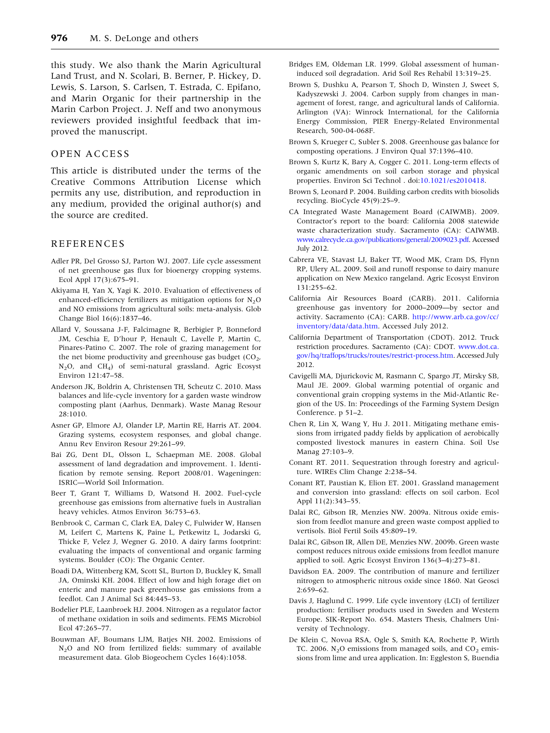this study. We also thank the Marin Agricultural Land Trust, and N. Scolari, B. Berner, P. Hickey, D. Lewis, S. Larson, S. Carlsen, T. Estrada, C. Epifano, and Marin Organic for their partnership in the Marin Carbon Project. J. Neff and two anonymous reviewers provided insightful feedback that improved the manuscript.

## OPEN ACCESS

This article is distributed under the terms of the Creative Commons Attribution License which permits any use, distribution, and reproduction in any medium, provided the original author(s) and the source are credited.

## REFERENCES

Adler PR, Del Grosso SJ, Parton WJ. 2007. Life cycle assessment of net greenhouse gas flux for bioenergy cropping systems. Ecol Appl 17(3):675–91.

Akiyama H, Yan X, Yagi K. 2010. Evaluation of effectiveness of enhanced-efficiency fertilizers as mitigation options for $N_2O$ and NO emissions from agricultural soils: meta-analysis. Glob Change Biol 16(6):1837–46.

Allard V, Soussana J-F, Falcimagne R, Berbigier P, Bonneford JM, Ceschia E, D'hour P, Henault C, Lavelle P, Martin C, Pinares-Patino C. 2007. The role of grazing management for the net biome productivity and greenhouse gas budget ($CO_2$, $N_2O$, and $CH_4$) of semi-natural grassland. Agric Ecosyst Environ 121:47–58.

Anderson JK, Boldrin A, Christensen TH, Scheutz C. 2010. Mass balances and life-cycle inventory for a garden waste windrow composting plant (Aarhus, Denmark). Waste Manag Resour 28:1010.

Asner GP, Elmore AJ, Olander LP, Martin RE, Harris AT. 2004. Grazing systems, ecosystem responses, and global change. Annu Rev Environ Resour 29:261–99.

Bai ZG, Dent DL, Olsson L, Schaepman ME. 2008. Global assessment of land degradation and improvement. 1. Identification by remote sensing. Report 2008/01. Wageningen: ISRIC—World Soil Information.

Beer T, Grant T, Williams D, Watsond H. 2002. Fuel-cycle greenhouse gas emissions from alternative fuels in Australian heavy vehicles. Atmos Environ 36:753–63.

Benbrook C, Carman C, Clark EA, Daley C, Fulwider W, Hansen M, Leifert C, Martens K, Paine L, Petkewitz L, Jodarski G, Thicke F, Velez J, Wegner G. 2010. A dairy farms footprint: evaluating the impacts of conventional and organic farming systems. Boulder (CO): The Organic Center.

Boadi DA, Wittenberg KM, Scott SL, Burton D, Buckley K, Small JA, Ominski KH. 2004. Effect of low and high forage diet on enteric and manure pack greenhouse gas emissions from a feedlot. Can J Animal Sci 84:445–53.

Bodelier PLE, Laanbroek HJ. 2004. Nitrogen as a regulator factor of methane oxidation in soils and sediments. FEMS Microbiol Ecol 47:265–77.

Bouwman AF, Boumans LJM, Batjes NH. 2002. Emissions of $N_2O$ and NO from fertilized fields: summary of available measurement data. Glob Biogeochem Cycles 16(4):1058.

Bridges EM, Oldeman LR. 1999. Global assessment of human-induced soil degradation. Arid Soil Res Rehabil 13:319–25.

Brown S, Dushku A, Pearson T, Shoch D, Winsten J, Sweet S, Kadyszewski J. 2004. Carbon supply from changes in management of forest, range, and agricultural lands of California. Arlington (VA): Winrock International, for the California Energy Commission, PIER Energy-Related Environmental Research, 500-04-068F.

Brown S, Krueger C, Subler S. 2008. Greenhouse gas balance for composting operations. J Environ Qual 37:1396–410.

Brown S, Kurtz K, Bary A, Cogger C. 2011. Long-term effects of organic amendments on soil carbon storage and physical properties. Environ Sci Technol . doi:10.1021/es2010418.

Brown S, Leonard P. 2004. Building carbon credits with biosolids recycling. BioCycle 45(9):25–9.

CA Integrated Waste Management Board (CAIWMB). 2009. Contractor's report to the board: California 2008 statewide waste characterization study. Sacramento (CA): CAIWMB. www.calrecycle.ca.gov/publications/general/2009023.pdf. Accessed July 2012.

Cabrera VE, Stavast LJ, Baker TT, Wood MK, Cram DS, Flynn RP, Ulery AL. 2009. Soil and runoff response to dairy manure application on New Mexico rangeland. Agric Ecosyst Environ 131:255–62.

California Air Resources Board (CARB). 2011. California greenhouse gas inventory for 2000–2009—by sector and activity. Sacramento (CA): CARB. http://www.arb.ca.gov/cc/inventory/data/data.htm. Accessed July 2012.

California Department of Transportation (CDOT). 2012. Truck restriction procedures. Sacramento (CA): CDOT. www.dot.ca.gov/hq/traffops/trucks/routes/restrict-process.htm. Accessed July 2012.

Cavigelli MA, Djurickovic M, Rasmann C, Spargo JT, Mirsky SB, Maul JE. 2009. Global warming potential of organic and conventional grain cropping systems in the Mid-Atlantic Region of the US. In: Proceedings of the Farming System Design Conference. p 51–2.

Chen R, Lin X, Wang Y, Hu J. 2011. Mitigating methane emissions from irrigated paddy fields by application of aerobically composted livestock manures in eastern China. Soil Use Manag 27:103–9.

Conant RT. 2011. Sequestration through forestry and agriculture. WIREs Clim Change 2:238–54.

Conant RT, Paustian K, Elion ET. 2001. Grassland management and conversion into grassland: effects on soil carbon. Ecol Appl 11(2):343–55.

Dalai RC, Gibson IR, Menzies NW. 2009a. Nitrous oxide emission from feedlot manure and green waste compost applied to vertisols. Biol Fertil Soils 45:809–19.

Dalai RC, Gibson IR, Allen DE, Menzies NW. 2009b. Green waste compost reduces nitrous oxide emissions from feedlot manure applied to soil. Agric Ecosyst Environ 136(3–4):273–81.

Davidson EA. 2009. The contribution of manure and fertilizer nitrogen to atmospheric nitrous oxide since 1860. Nat Geosci 2:659–62.

Davis J, Haglund C. 1999. Life cycle inventory (LCI) of fertilizer production: fertiliser products used in Sweden and Western Europe. SIK-Report No. 654. Masters Thesis, Chalmers University of Technology.

De Klein C, Novoa RSA, Ogle S, Smith KA, Rochette P, Wirth TC. 2006. $N_2O$ emissions from managed soils, and $CO_2$ emissions from lime and urea application. In: Eggleston S, Buendia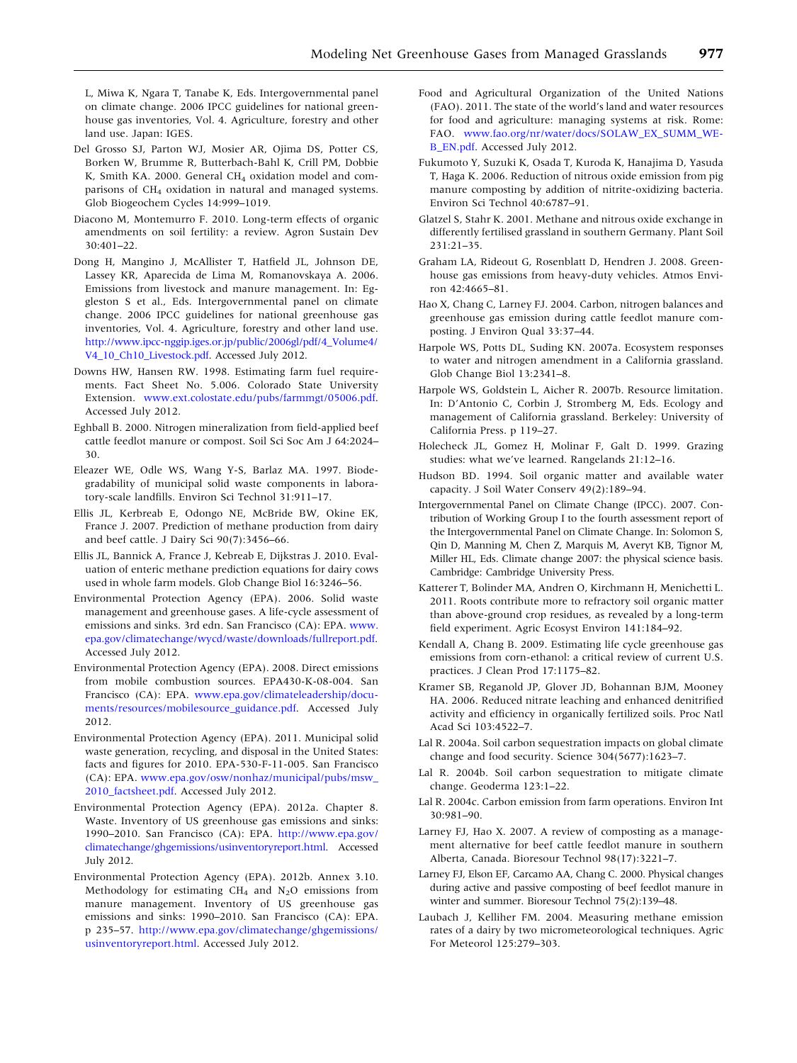L, Miwa K, Ngara T, Tanabe K, Eds. Intergovernmental panel on climate change. 2006 IPCC guidelines for national greenhouse gas inventories, Vol. 4. Agriculture, forestry and other land use. Japan: IGES.

Del Grosso SJ, Parton WJ, Mosier AR, Ojima DS, Potter CS, Borken W, Brumme R, Butterbach-Bahl K, Crill PM, Dobbie K, Smith KA. 2000. General $CH_4$ oxidation model and comparisons of $CH_4$ oxidation in natural and managed systems. Glob Biogeochem Cycles 14:999–1019.

Diacono M, Montemurro F. 2010. Long-term effects of organic amendments on soil fertility: a review. Agron Sustain Dev 30:401–22.

Dong H, Mangino J, McAllister T, Hatfield JL, Johnson DE, Lassey KR, Aparecida de Lima M, Romanovskaya A. 2006. Emissions from livestock and manure management. In: Eggleston S et al., Eds. Intergovernmental panel on climate change. 2006 IPCC guidelines for national greenhouse gas inventories, Vol. 4. Agriculture, forestry and other land use. http://www.ipcc-nggip.iges.or.jp/public/2006gl/pdf/4_Volume4/V4_10_Ch10_Livestock.pdf. Accessed July 2012.

Downs HW, Hansen RW. 1998. Estimating farm fuel requirements. Fact Sheet No. 5.006. Colorado State University Extension. www.ext.colostate.edu/pubs/farmmgt/05006.pdf. Accessed July 2012.

Eghball B. 2000. Nitrogen mineralization from field-applied beef cattle feedlot manure or compost. Soil Sci Soc Am J 64:2024–30.

Eleazer WE, Odle WS, Wang Y-S, Barlaz MA. 1997. Biodegradability of municipal solid waste components in laboratory-scale landfills. Environ Sci Technol 31:911–17.

Ellis JL, Kerbreab E, Odongo NE, McBride BW, Okine EK, France J. 2007. Prediction of methane production from dairy and beef cattle. J Dairy Sci 90(7):3456–66.

Ellis JL, Bannick A, France J, Kebreab E, Dijkstras J. 2010. Evaluation of enteric methane prediction equations for dairy cows used in whole farm models. Glob Change Biol 16:3246–56.

Environmental Protection Agency (EPA). 2006. Solid waste management and greenhouse gases. A life-cycle assessment of emissions and sinks. 3rd edn. San Francisco (CA): EPA. www.epa.gov/climatechange/wycd/waste/downloads/fullreport.pdf. Accessed July 2012.

Environmental Protection Agency (EPA). 2008. Direct emissions from mobile combustion sources. EPA430-K-08-004. San Francisco (CA): EPA. www.epa.gov/climateleadership/documents/resources/mobilesource_guidance.pdf. Accessed July 2012.

Environmental Protection Agency (EPA). 2011. Municipal solid waste generation, recycling, and disposal in the United States: facts and figures for 2010. EPA-530-F-11-005. San Francisco (CA): EPA. www.epa.gov/osw/nonhaz/municipal/pubs/msw_2010_factsheet.pdf. Accessed July 2012.

Environmental Protection Agency (EPA). 2012a. Chapter 8. Waste. Inventory of US greenhouse gas emissions and sinks: 1990–2010. San Francisco (CA): EPA. http://www.epa.gov/climatechange/ghgemissions/usinventoryreport.html. Accessed July 2012.

Environmental Protection Agency (EPA). 2012b. Annex 3.10. Methodology for estimating $CH_4$ and $N_2O$ emissions from manure management. Inventory of US greenhouse gas emissions and sinks: 1990–2010. San Francisco (CA): EPA. p 235–57. http://www.epa.gov/climatechange/ghgemissions/usinventoryreport.html. Accessed July 2012.

Food and Agricultural Organization of the United Nations (FAO). 2011. The state of the world's land and water resources for food and agriculture: managing systems at risk. Rome: FAO. www.fao.org/nr/water/docs/SOLAW_EX_SUMM_WEB_EN.pdf. Accessed July 2012.

Fukumoto Y, Suzuki K, Osada T, Kuroda K, Hanajima D, Yasuda T, Haga K. 2006. Reduction of nitrous oxide emission from pig manure composting by addition of nitrite-oxidizing bacteria. Environ Sci Technol 40:6787–91.

Glatzel S, Stahr K. 2001. Methane and nitrous oxide exchange in differently fertilised grassland in southern Germany. Plant Soil 231:21–35.

Graham LA, Rideout G, Rosenblatt D, Hendren J. 2008. Greenhouse gas emissions from heavy-duty vehicles. Atmos Environ 42:4665–81.

Hao X, Chang C, Larney FJ. 2004. Carbon, nitrogen balances and greenhouse gas emission during cattle feedlot manure composting. J Environ Qual 33:37–44.

Harpole WS, Potts DL, Suding KN. 2007a. Ecosystem responses to water and nitrogen amendment in a California grassland. Glob Change Biol 13:2341–8.

Harpole WS, Goldstein L, Aicher R. 2007b. Resource limitation. In: D'Antonio C, Corbin J, Stromberg M, Eds. Ecology and management of California grassland. Berkeley: University of California Press. p 119–27.

Holecheck JL, Gomez H, Molinar F, Galt D. 1999. Grazing studies: what we've learned. Rangelands 21:12–16.

Hudson BD. 1994. Soil organic matter and available water capacity. J Soil Water Conserv 49(2):189–94.

Intergovernmental Panel on Climate Change (IPCC). 2007. Contribution of Working Group I to the fourth assessment report of the Intergovernmental Panel on Climate Change. In: Solomon S, Qin D, Manning M, Chen Z, Marquis M, Averyt KB, Tignor M, Miller HL, Eds. Climate change 2007: the physical science basis. Cambridge: Cambridge University Press.

Katterer T, Bolinder MA, Andren O, Kirchmann H, Menichetti L. 2011. Roots contribute more to refractory soil organic matter than above-ground crop residues, as revealed by a long-term field experiment. Agric Ecosyst Environ 141:184–92.

Kendall A, Chang B. 2009. Estimating life cycle greenhouse gas emissions from corn-ethanol: a critical review of current U.S. practices. J Clean Prod 17:1175–82.

Kramer SB, Reganold JP, Glover JD, Bohannan BJM, Mooney HA. 2006. Reduced nitrate leaching and enhanced denitrified activity and efficiency in organically fertilized soils. Proc Natl Acad Sci 103:4522–7.

Lal R. 2004a. Soil carbon sequestration impacts on global climate change and food security. Science 304(5677):1623–7.

Lal R. 2004b. Soil carbon sequestration to mitigate climate change. Geoderma 123:1–22.

Lal R. 2004c. Carbon emission from farm operations. Environ Int 30:981–90.

Larney FJ, Hao X. 2007. A review of composting as a management alternative for beef cattle feedlot manure in southern Alberta, Canada. Bioresour Technol 98(17):3221–7.

Larney FJ, Elson EF, Carcamo AA, Chang C. 2000. Physical changes during active and passive composting of beef feedlot manure in winter and summer. Bioresour Technol 75(2):139–48.

Laubach J, Kelliher FM. 2004. Measuring methane emission rates of a dairy by two micrometeorological techniques. Agric For Meteorol 125:279–303.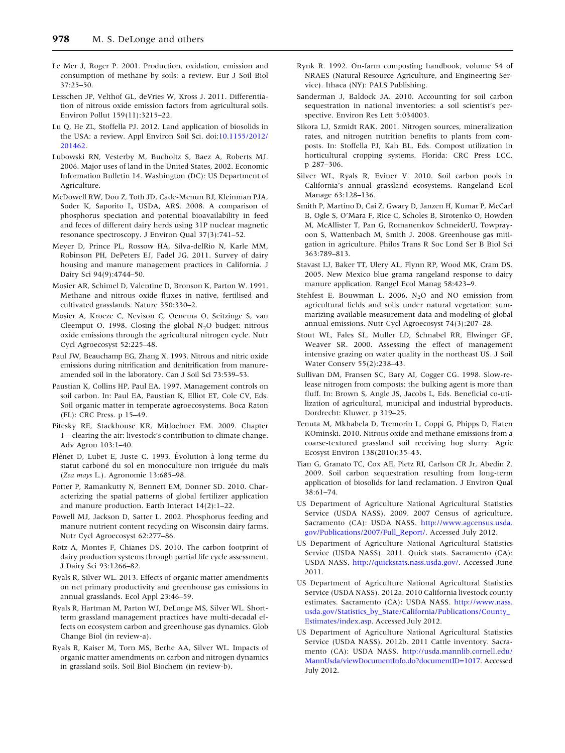Le Mer J, Roger P. 2001. Production, oxidation, emission and consumption of methane by soils: a review. Eur J Soil Biol 37:25–50.

Lesschen JP, Velthof GL, deVries W, Kross J. 2011. Differentiation of nitrous oxide emission factors from agricultural soils. Environ Pollut 159(11):3215–22.

Lu Q, He ZL, Stoffella PJ. 2012. Land application of biosolids in the USA: a review. Appl Environ Soil Sci. doi:10.1155/2012/201462.

Lubowski RN, Vesterby M, Bucholtz S, Baez A, Roberts MJ. 2006. Major uses of land in the United States, 2002. Economic Information Bulletin 14. Washington (DC): US Department of Agriculture.

McDowell RW, Dou Z, Toth JD, Cade-Menun BJ, Kleinman PJA, Soder K, Saporito L, USDA, ARS. 2008. A comparison of phosphorus speciation and potential bioavailability in feed and feces of different dairy herds using 31P nuclear magnetic resonance spectroscopy. J Environ Qual 37(3):741–52.

Meyer D, Prince PL, Rossow HA, Silva-delRio N, Karle MM, Robinson PH, DePeters EJ, Fadel JG. 2011. Survey of dairy housing and manure management practices in California. J Dairy Sci 94(9):4744–50.

Mosier AR, Schimel D, Valentine D, Bronson K, Parton W. 1991. Methane and nitrous oxide fluxes in native, fertilised and cultivated grasslands. Nature 350:330–2.

Mosier A, Kroeze C, Nevison C, Oenema O, Seitzinge S, van Cleemput O. 1998. Closing the global $N_2O$ budget: nitrous oxide emissions through the agricultural nitrogen cycle. Nutr Cycl Agroecosyst 52:225–48.

Paul JW, Beauchamp EG, Zhang X. 1993. Nitrous and nitric oxide emissions during nitrification and denitrification from manure-amended soil in the laboratory. Can J Soil Sci 73:539–53.

Paustian K, Collins HP, Paul EA. 1997. Management controls on soil carbon. In: Paul EA, Paustian K, Elliot ET, Cole CV, Eds. Soil organic matter in temperate agroecosystems. Boca Raton (FL): CRC Press. p 15–49.

Pitesky RE, Stackhouse KR, Mitloehner FM. 2009. Chapter 1—clearing the air: livestock's contribution to climate change. Adv Agron 103:1–40.

Plénet D, Lubet E, Juste C. 1993. Évolution à long terme du statut carboné du sol en monoculture non irriguée du maïs (*Zea mays* L.). Agronomie 13:685–98.

Potter P, Ramankutty N, Bennett EM, Donner SD. 2010. Characterizing the spatial patterns of global fertilizer application and manure production. Earth Interact 14(2):1–22.

Powell MJ, Jackson D, Satter L. 2002. Phosphorus feeding and manure nutrient content recycling on Wisconsin dairy farms. Nutr Cycl Agroecosyst 62:277–86.

Rotz A, Montes F, Chianes DS. 2010. The carbon footprint of dairy production systems through partial life cycle assessment. J Dairy Sci 93:1266–82.

Ryals R, Silver WL. 2013. Effects of organic matter amendments on net primary productivity and greenhouse gas emissions in annual grasslands. Ecol Appl 23:46–59.

Ryals R, Hartman M, Parton WJ, DeLonge MS, Silver WL. Short-term grassland management practices have multi-decadal effects on ecosystem carbon and greenhouse gas dynamics. Glob Change Biol (in review-a).

Ryals R, Kaiser M, Torn MS, Berhe AA, Silver WL. Impacts of organic matter amendments on carbon and nitrogen dynamics in grassland soils. Soil Biol Biochem (in review-b).

Rynk R. 1992. On-farm composting handbook, volume 54 of NRAES (Natural Resource Agriculture, and Engineering Service). Ithaca (NY): PALS Publishing.

Sanderman J, Baldock JA. 2010. Accounting for soil carbon sequestration in national inventories: a soil scientist's perspective. Environ Res Lett 5:034003.

Sikora LJ, Szmidt RAK. 2001. Nitrogen sources, mineralization rates, and nitrogen nutrition benefits to plants from composts. In: Stoffella PJ, Kah BL, Eds. Compost utilization in horticultural cropping systems. Florida: CRC Press LCC. p 287–306.

Silver WL, Ryals R, Eviner V. 2010. Soil carbon pools in California's annual grassland ecosystems. Rangeland Ecol Manage 63:128–136.

Smith P, Martino D, Cai Z, Gwary D, Janzen H, Kumar P, McCarl B, Ogle S, O'Mara F, Rice C, Scholes B, Sirotenko O, Howden M, McAllister T, Pan G, Romanenkov SchneiderU, Towprayoon S, Wattenbach M, Smith J. 2008. Greenhouse gas mitigation in agriculture. Philos Trans R Soc Lond Ser B Biol Sci 363:789–813.

Stavast LJ, Baker TT, Ulery AL, Flynn RP, Wood MK, Cram DS. 2005. New Mexico blue grama rangeland response to dairy manure application. Rangel Ecol Manag 58:423–9.

Stehfest E, Bouwman L. 2006. $N_2O$ and NO emission from agricultural fields and soils under natural vegetation: summarizing available measurement data and modeling of global annual emissions. Nutr Cycl Agroecosyst 74(3):207–28.

Stout WL, Fales SL, Muller LD, Schnabel RR, Elwinger GF, Weaver SR. 2000. Assessing the effect of management intensive grazing on water quality in the northeast US. J Soil Water Conserv 55(2):238–43.

Sullivan DM, Fransen SC, Bary AI, Cogger CG. 1998. Slow-release nitrogen from composts: the bulking agent is more than fluff. In: Brown S, Angle JS, Jacobs L, Eds. Beneficial co-utilization of agricultural, municipal and industrial byproducts. Dordrecht: Kluwer. p 319–25.

Tenuta M, Mkhabela D, Tremorin L, Coppi G, Phipps D, Flaten KOminski. 2010. Nitrous oxide and methane emissions from a coarse-textured grassland soil receiving hog slurry. Agric Ecosyst Environ 138(2010):35–43.

Tian G, Granato TC, Cox AE, Pietz RI, Carlson CR Jr, Abedin Z. 2009. Soil carbon sequestration resulting from long-term application of biosolids for land reclamation. J Environ Qual 38:61–74.

US Department of Agriculture National Agricultural Statistics Service (USDA NASS). 2009. 2007 Census of agriculture. Sacramento (CA): USDA NASS. http://www.agcensus.usda.gov/Publications/2007/Full_Report/. Accessed July 2012.

US Department of Agriculture National Agricultural Statistics Service (USDA NASS). 2011. Quick stats. Sacramento (CA): USDA NASS. http://quickstats.nass.usda.gov/. Accessed June 2011.

US Department of Agriculture National Agricultural Statistics Service (USDA NASS). 2012a. 2010 California livestock county estimates. Sacramento (CA): USDA NASS. http://www.nass.usda.gov/Statistics_by_State/California/Publications/County_Estimates/index.asp. Accessed July 2012.

US Department of Agriculture National Agricultural Statistics Service (USDA NASS). 2012b. 2011 Cattle inventory. Sacramento (CA): USDA NASS. http://usda.mannlib.cornell.edu/MannUsda/viewDocumentInfo.do?documentID=1017. Accessed July 2012.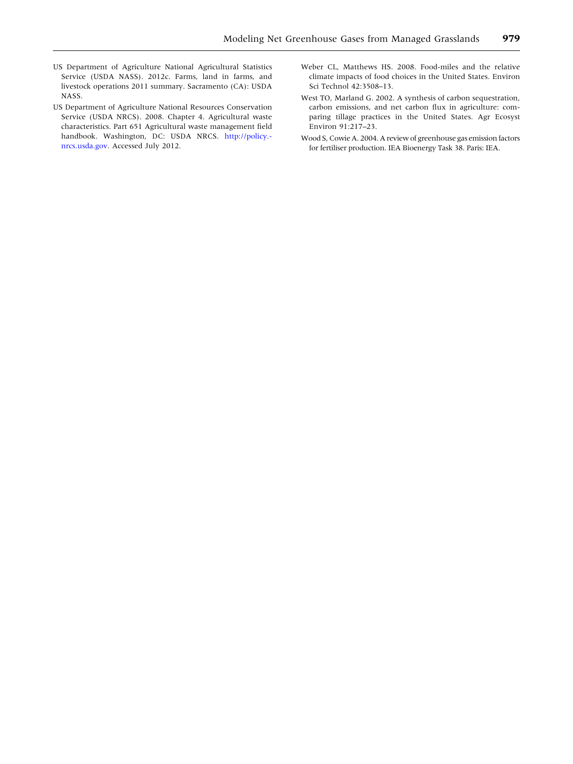US Department of Agriculture National Agricultural Statistics Service (USDA NASS). 2012c. Farms, land in farms, and livestock operations 2011 summary. Sacramento (CA): USDA NASS.

US Department of Agriculture National Resources Conservation Service (USDA NRCS). 2008. Chapter 4. Agricultural waste characteristics. Part 651 Agricultural waste management field handbook. Washington, DC: USDA NRCS. http://policy.nrcs.usda.gov. Accessed July 2012.

Weber CL, Matthews HS. 2008. Food-miles and the relative climate impacts of food choices in the United States. Environ Sci Technol 42:3508–13.

West TO, Marland G. 2002. A synthesis of carbon sequestration, carbon emissions, and net carbon flux in agriculture: comparing tillage practices in the United States. Agr Ecosyst Environ 91:217–23.

Wood S, Cowie A. 2004. A review of greenhouse gas emission factors for fertiliser production. IEA Bioenergy Task 38. Paris: IEA.